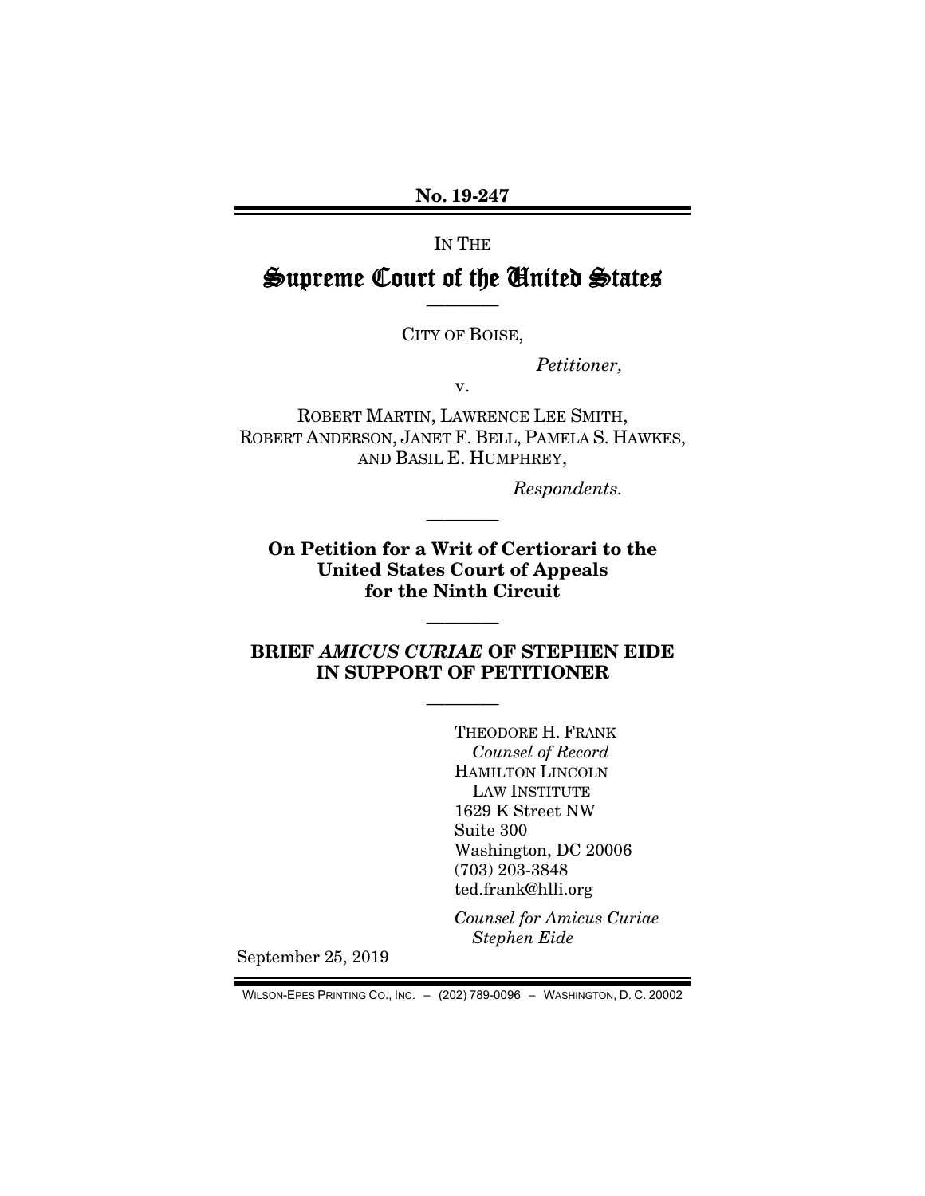**No. 19-247**

IN THE

# Supreme Court of the United States

————

CITY OF BOISE,

*Petitioner,*

v.

ROBERT MARTIN, LAWRENCE LEE SMITH, ROBERT ANDERSON, JANET F. BELL, PAMELA S. HAWKES, AND BASIL E. HUMPHREY,

*Respondents.*

————

**On Petition for a Writ of Certiorari to the United States Court of Appeals for the Ninth Circuit**

————

**BRIEF *AMICUS CURIAE* OF STEPHEN EIDE IN SUPPORT OF PETITIONER**

————

THEODORE H. FRANK
*Counsel of Record*
HAMILTON LINCOLN LAW INSTITUTE
1629 K Street NW
Suite 300
Washington, DC 20006
(703) 203-3848
ted.frank@hlli.org

*Counsel for Amicus Curiae Stephen Eide*

September 25, 2019

WILSON-EPES PRINTING CO., INC. – (202) 789-0096 – WASHINGTON, D. C. 20002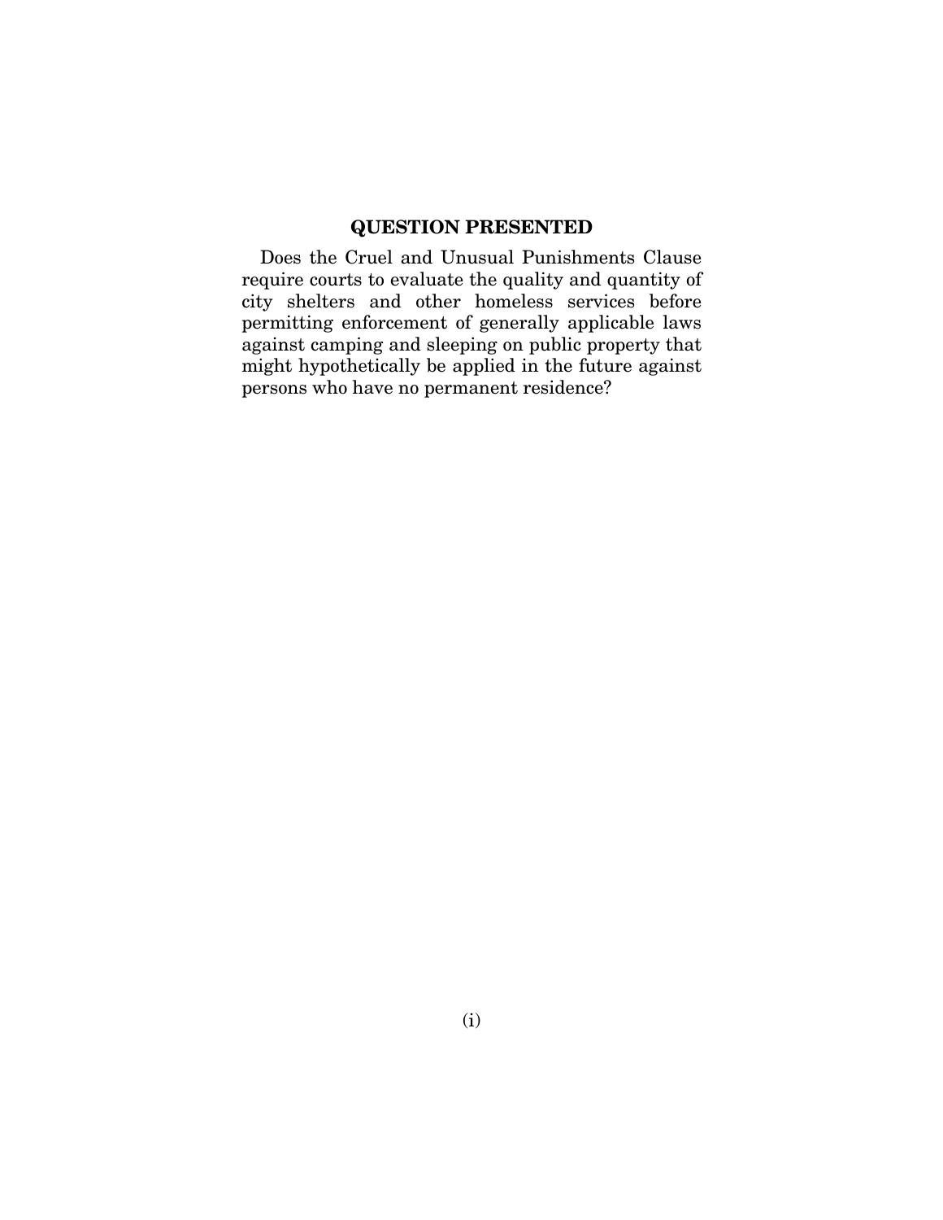## QUESTION PRESENTED

Does the Cruel and Unusual Punishments Clause require courts to evaluate the quality and quantity of city shelters and other homeless services before permitting enforcement of generally applicable laws against camping and sleeping on public property that might hypothetically be applied in the future against persons who have no permanent residence?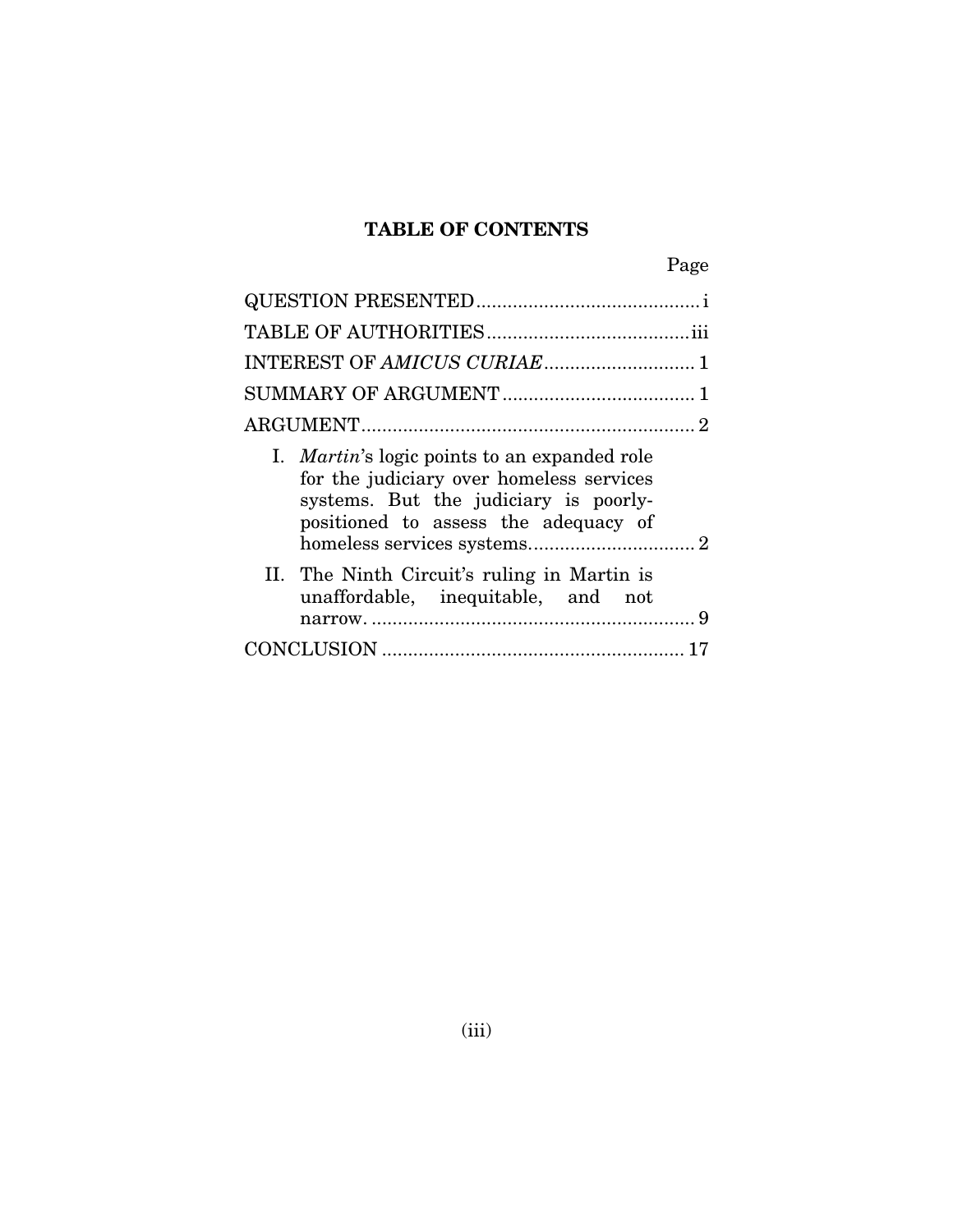# TABLE OF CONTENTS

| | Page |
|---|---|
| QUESTION PRESENTED | i |
| TABLE OF AUTHORITIES | iii |
| INTEREST OF *AMICUS CURIAE* | 1 |
| SUMMARY OF ARGUMENT | 1 |
| ARGUMENT | 2 |
| I. *Martin*'s logic points to an expanded role for the judiciary over homeless services systems. But the judiciary is poorly-positioned to assess the adequacy of homeless services systems. | 2 |
| II. The Ninth Circuit's ruling in Martin is unaffordable, inequitable, and not narrow. | 9 |
| CONCLUSION | 17 |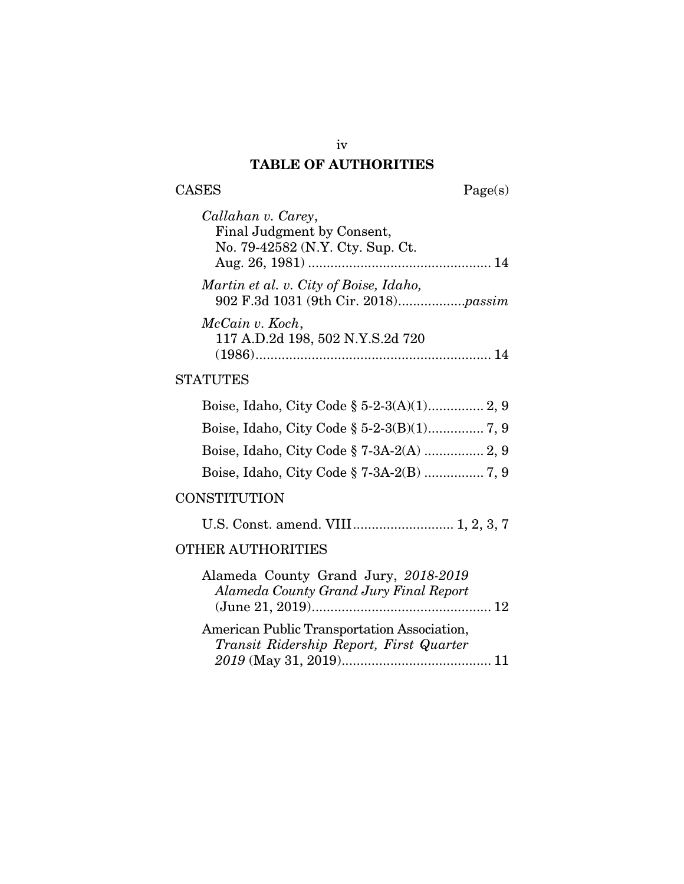# TABLE OF AUTHORITIES

CASES Page(s)

*Callahan v. Carey*, Final Judgment by Consent, No. 79-42582 (N.Y. Cty. Sup. Ct. Aug. 26, 1981) ................................................ 14

*Martin et al. v. City of Boise, Idaho,* 902 F.3d 1031 (9th Cir. 2018).................*passim*

*McCain v. Koch*, 117 A.D.2d 198, 502 N.Y.S.2d 720 (1986).............................................................. 14

STATUTES

Boise, Idaho, City Code § 5-2-3(A)(1)............... 2, 9

Boise, Idaho, City Code § 5-2-3(B)(1)............... 7, 9

Boise, Idaho, City Code § 7-3A-2(A) ................ 2, 9

Boise, Idaho, City Code § 7-3A-2(B) ................ 7, 9

CONSTITUTION

U.S. Const. amend. VIII.......................... 1, 2, 3, 7

OTHER AUTHORITIES

Alameda County Grand Jury, *2018-2019 Alameda County Grand Jury Final Report* (June 21, 2019)............................................... 12

American Public Transportation Association, *Transit Ridership Report, First Quarter 2019* (May 31, 2019)....................................... 11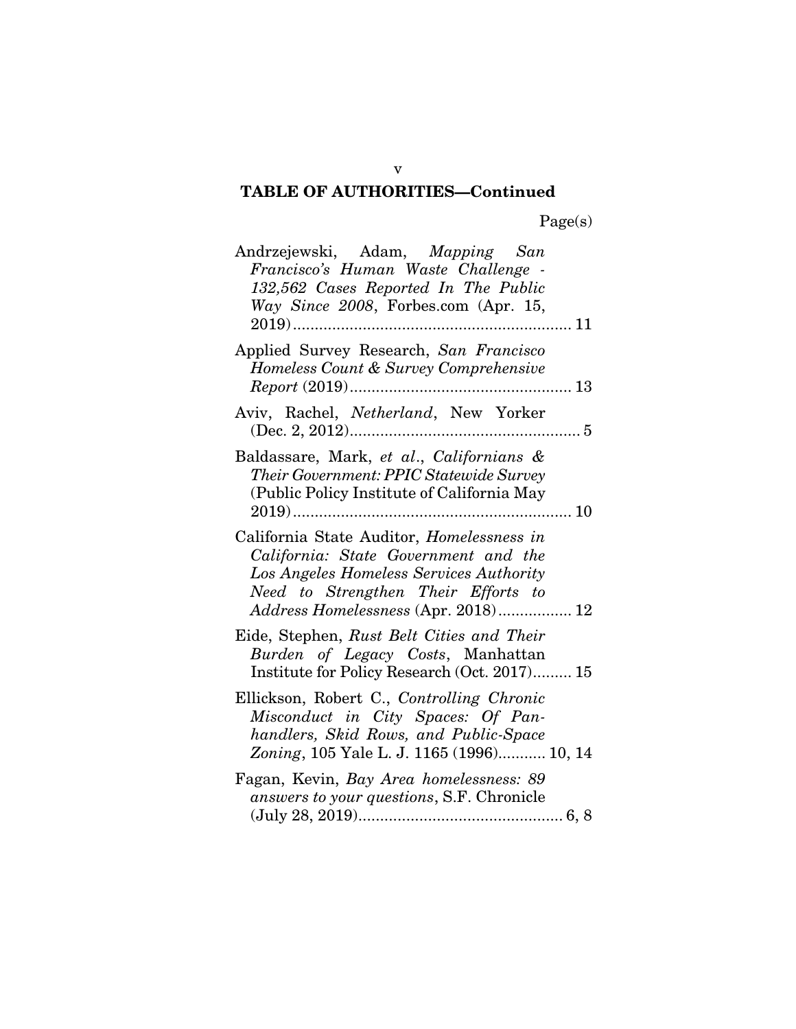## TABLE OF AUTHORITIES—Continued

Page(s)

Andrzejewski, Adam, *Mapping San Francisco's Human Waste Challenge - 132,562 Cases Reported In The Public Way Since 2008*, Forbes.com (Apr. 15, 2019) ........ 11

Applied Survey Research, *San Francisco Homeless Count & Survey Comprehensive Report* (2019) ........ 13

Aviv, Rachel, *Netherland*, New Yorker (Dec. 2, 2012) ........ 5

Baldassare, Mark, *et al*., *Californians & Their Government: PPIC Statewide Survey* (Public Policy Institute of California May 2019) ........ 10

California State Auditor, *Homelessness in California: State Government and the Los Angeles Homeless Services Authority Need to Strengthen Their Efforts to Address Homelessness* (Apr. 2018) ........ 12

Eide, Stephen, *Rust Belt Cities and Their Burden of Legacy Costs*, Manhattan Institute for Policy Research (Oct. 2017) ........ 15

Ellickson, Robert C., *Controlling Chronic Misconduct in City Spaces: Of Panhandlers, Skid Rows, and Public-Space Zoning*, 105 Yale L. J. 1165 (1996) ........ 10, 14

Fagan, Kevin, *Bay Area homelessness: 89 answers to your questions*, S.F. Chronicle (July 28, 2019) ........ 6, 8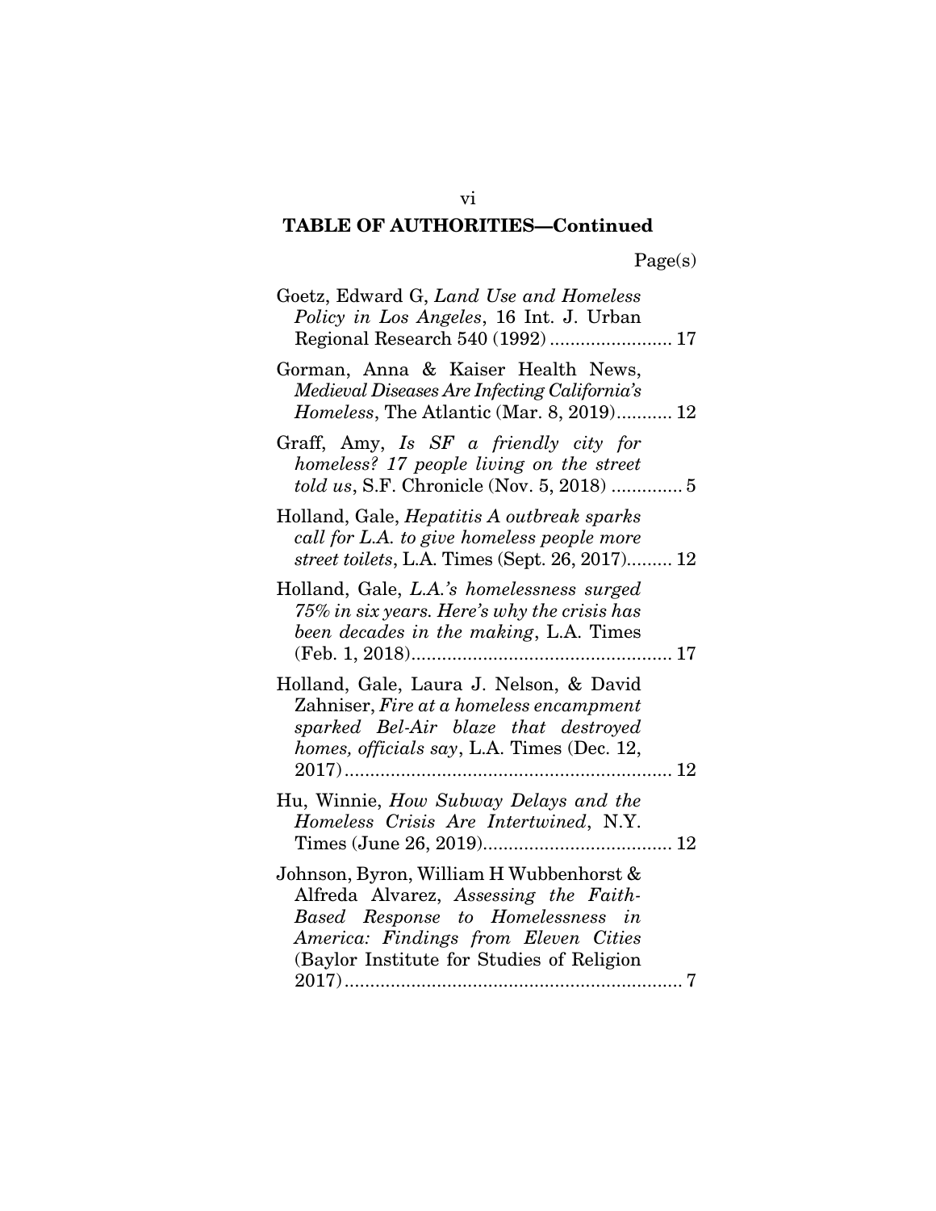**TABLE OF AUTHORITIES—Continued**

Page(s)

Goetz, Edward G, *Land Use and Homeless Policy in Los Angeles*, 16 Int. J. Urban Regional Research 540 (1992) ........................ 17

Gorman, Anna & Kaiser Health News, *Medieval Diseases Are Infecting California's Homeless*, The Atlantic (Mar. 8, 2019)........... 12

Graff, Amy, *Is SF a friendly city for homeless? 17 people living on the street told us*, S.F. Chronicle (Nov. 5, 2018) ............. 5

Holland, Gale, *Hepatitis A outbreak sparks call for L.A. to give homeless people more street toilets*, L.A. Times (Sept. 26, 2017)......... 12

Holland, Gale, *L.A.'s homelessness surged 75% in six years. Here's why the crisis has been decades in the making*, L.A. Times (Feb. 1, 2018)................................................... 17

Holland, Gale, Laura J. Nelson, & David Zahniser, *Fire at a homeless encampment sparked Bel-Air blaze that destroyed homes, officials say*, L.A. Times (Dec. 12, 2017)................................................................ 12

Hu, Winnie, *How Subway Delays and the Homeless Crisis Are Intertwined*, N.Y. Times (June 26, 2019)..................................... 12

Johnson, Byron, William H Wubbenhorst & Alfreda Alvarez, *Assessing the Faith-Based Response to Homelessness in America: Findings from Eleven Cities* (Baylor Institute for Studies of Religion 2017).................................................................. 7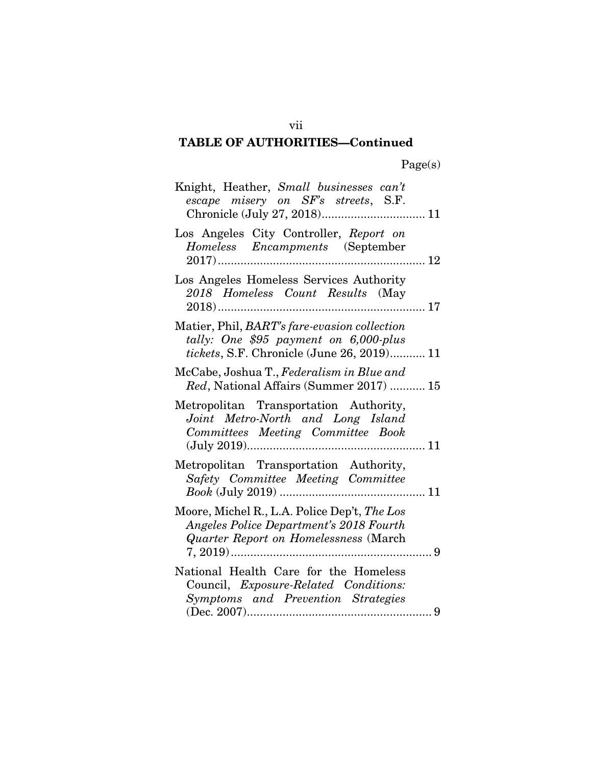**TABLE OF AUTHORITIES—Continued**

Page(s)

Knight, Heather, *Small businesses can't escape misery on SF's streets*, S.F. Chronicle (July 27, 2018)................................ 11

Los Angeles City Controller, *Report on Homeless Encampments* (September 2017)................................................................ 12

Los Angeles Homeless Services Authority *2018 Homeless Count Results* (May 2018)................................................................ 17

Matier, Phil, *BART's fare-evasion collection tally: One $95 payment on 6,000-plus tickets*, S.F. Chronicle (June 26, 2019)........... 11

McCabe, Joshua T., *Federalism in Blue and Red*, National Affairs (Summer 2017) ........... 15

Metropolitan Transportation Authority, *Joint Metro-North and Long Island Committees Meeting Committee Book* (July 2019)....................................................... 11

Metropolitan Transportation Authority, *Safety Committee Meeting Committee Book* (July 2019) ............................................. 11

Moore, Michel R., L.A. Police Dep't, *The Los Angeles Police Department's 2018 Fourth Quarter Report on Homelessness* (March 7, 2019).............................................................. 9

National Health Care for the Homeless Council, *Exposure-Related Conditions: Symptoms and Prevention Strategies* (Dec. 2007)......................................................... 9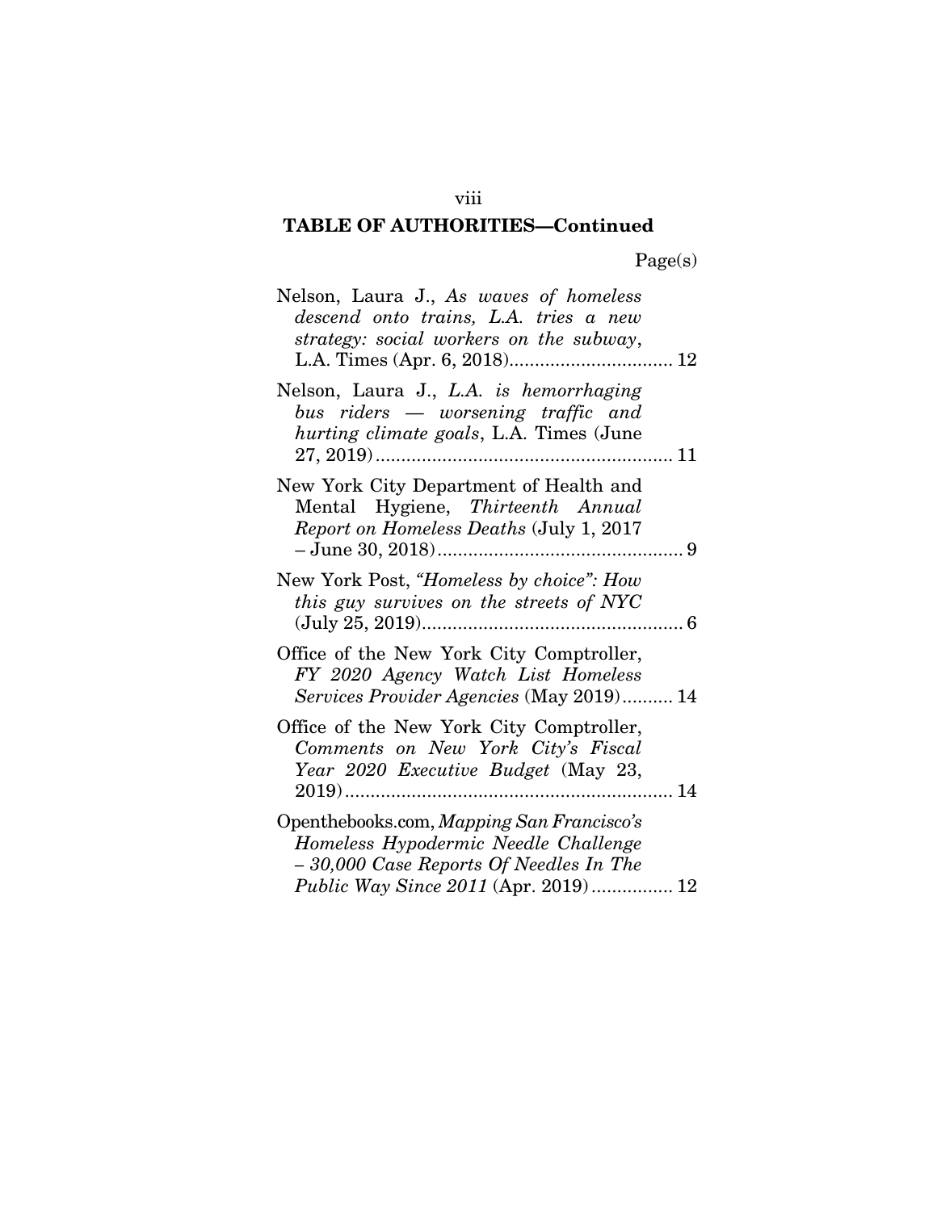## TABLE OF AUTHORITIES—Continued

Page(s)

Nelson, Laura J., *As waves of homeless descend onto trains, L.A. tries a new strategy: social workers on the subway*, L.A. Times (Apr. 6, 2018)................................ 12

Nelson, Laura J., *L.A. is hemorrhaging bus riders — worsening traffic and hurting climate goals*, L.A. Times (June 27, 2019).......................................................... 11

New York City Department of Health and Mental Hygiene, *Thirteenth Annual Report on Homeless Deaths* (July 1, 2017 – June 30, 2018)................................................ 9

New York Post, *"Homeless by choice": How this guy survives on the streets of NYC* (July 25, 2019)................................................... 6

Office of the New York City Comptroller, *FY 2020 Agency Watch List Homeless Services Provider Agencies* (May 2019).......... 14

Office of the New York City Comptroller, *Comments on New York City's Fiscal Year 2020 Executive Budget* (May 23, 2019)................................................................ 14

Openthebooks.com, *Mapping San Francisco's Homeless Hypodermic Needle Challenge – 30,000 Case Reports Of Needles In The Public Way Since 2011* (Apr. 2019)................ 12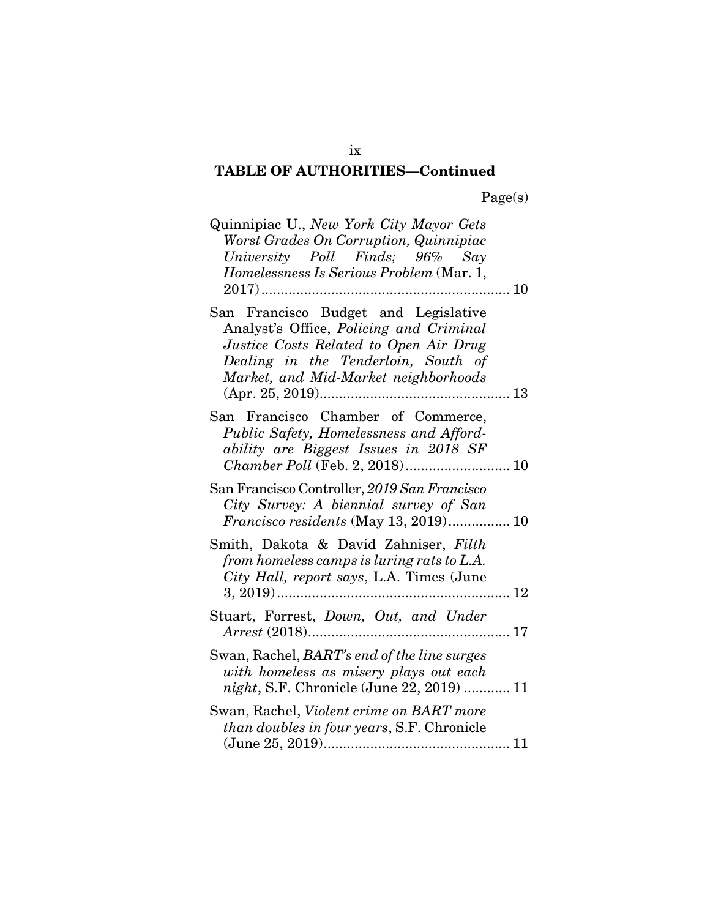**TABLE OF AUTHORITIES—Continued**

Page(s)

Quinnipiac U., *New York City Mayor Gets Worst Grades On Corruption, Quinnipiac University Poll Finds; 96% Say Homelessness Is Serious Problem* (Mar. 1, 2017) .................................................................. 10

San Francisco Budget and Legislative Analyst's Office, *Policing and Criminal Justice Costs Related to Open Air Drug Dealing in the Tenderloin, South of Market, and Mid-Market neighborhoods* (Apr. 25, 2019) ................................................. 13

San Francisco Chamber of Commerce, *Public Safety, Homelessness and Affordability are Biggest Issues in 2018 SF Chamber Poll* (Feb. 2, 2018) ........................... 10

San Francisco Controller, *2019 San Francisco City Survey: A biennial survey of San Francisco residents* (May 13, 2019) ................ 10

Smith, Dakota & David Zahniser, *Filth from homeless camps is luring rats to L.A. City Hall, report says*, L.A. Times (June 3, 2019) ............................................................ 12

Stuart, Forrest, *Down, Out, and Under Arrest* (2018) .................................................... 17

Swan, Rachel, *BART's end of the line surges with homeless as misery plays out each night*, S.F. Chronicle (June 22, 2019) ............ 11

Swan, Rachel, *Violent crime on BART more than doubles in four years*, S.F. Chronicle (June 25, 2019) ................................................ 11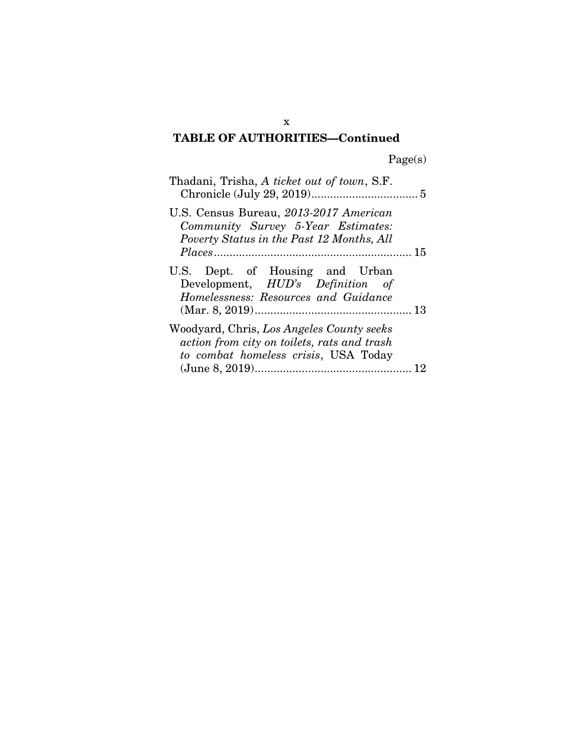## TABLE OF AUTHORITIES—Continued

Page(s)

Thadani, Trisha, *A ticket out of town*, S.F. Chronicle (July 29, 2019).................................. 5

U.S. Census Bureau, *2013-2017 American Community Survey 5-Year Estimates: Poverty Status in the Past 12 Months, All Places*............................................................... 15

U.S. Dept. of Housing and Urban Development, *HUD's Definition of Homelessness: Resources and Guidance* (Mar. 8, 2019).................................................. 13

Woodyard, Chris, *Los Angeles County seeks action from city on toilets, rats and trash to combat homeless crisis*, USA Today (June 8, 2019).................................................. 12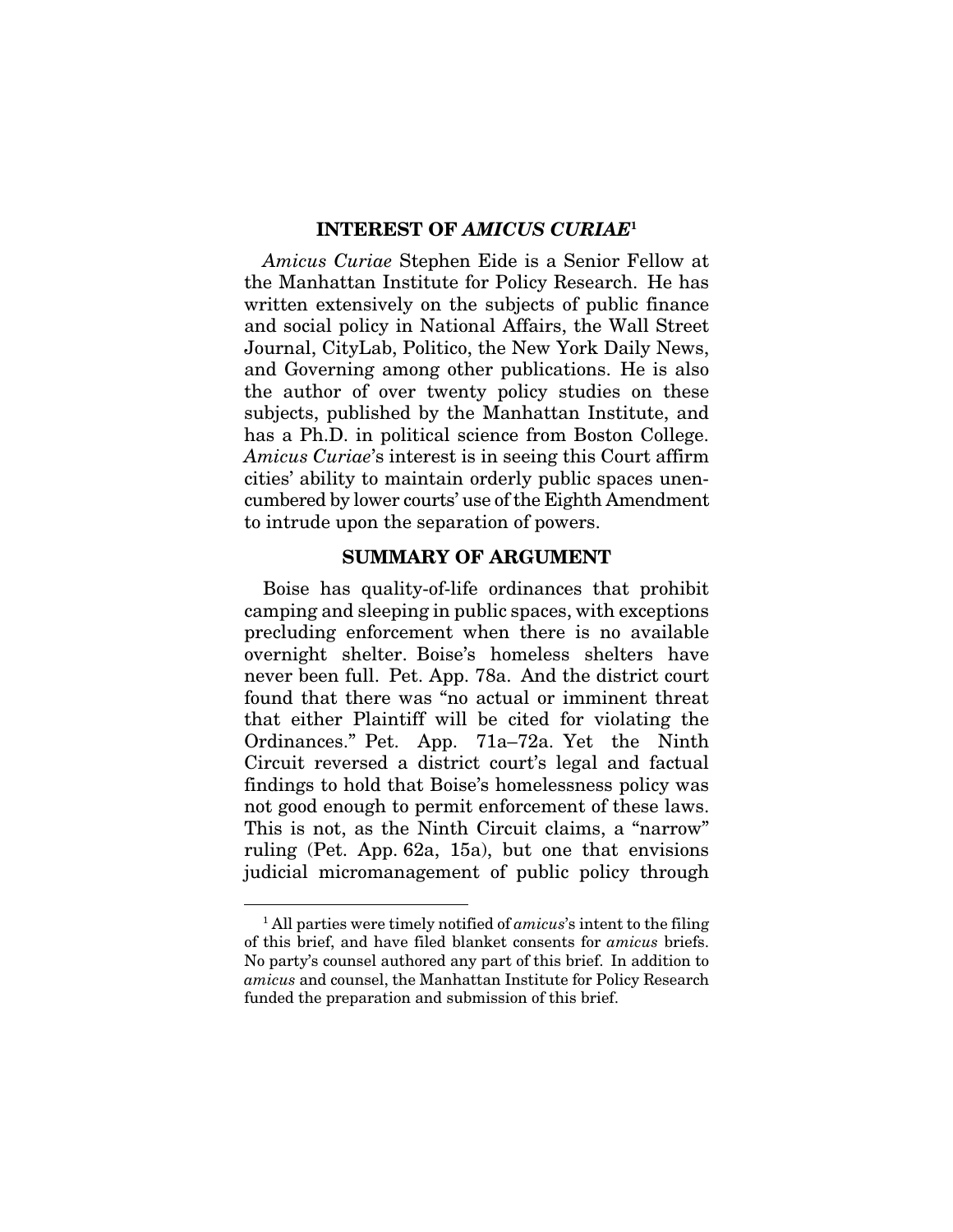## INTEREST OF *AMICUS CURIAE*[1]

*Amicus Curiae* Stephen Eide is a Senior Fellow at the Manhattan Institute for Policy Research. He has written extensively on the subjects of public finance and social policy in National Affairs, the Wall Street Journal, CityLab, Politico, the New York Daily News, and Governing among other publications. He is also the author of over twenty policy studies on these subjects, published by the Manhattan Institute, and has a Ph.D. in political science from Boston College. *Amicus Curiae*'s interest is in seeing this Court affirm cities' ability to maintain orderly public spaces unencumbered by lower courts' use of the Eighth Amendment to intrude upon the separation of powers.

## SUMMARY OF ARGUMENT

Boise has quality-of-life ordinances that prohibit camping and sleeping in public spaces, with exceptions precluding enforcement when there is no available overnight shelter. Boise's homeless shelters have never been full. Pet. App. 78a. And the district court found that there was "no actual or imminent threat that either Plaintiff will be cited for violating the Ordinances." Pet. App. 71a–72a. Yet the Ninth Circuit reversed a district court's legal and factual findings to hold that Boise's homelessness policy was not good enough to permit enforcement of these laws. This is not, as the Ninth Circuit claims, a "narrow" ruling (Pet. App. 62a, 15a), but one that envisions judicial micromanagement of public policy through

---

[1] All parties were timely notified of *amicus*'s intent to the filing of this brief, and have filed blanket consents for *amicus* briefs. No party's counsel authored any part of this brief. In addition to *amicus* and counsel, the Manhattan Institute for Policy Research funded the preparation and submission of this brief.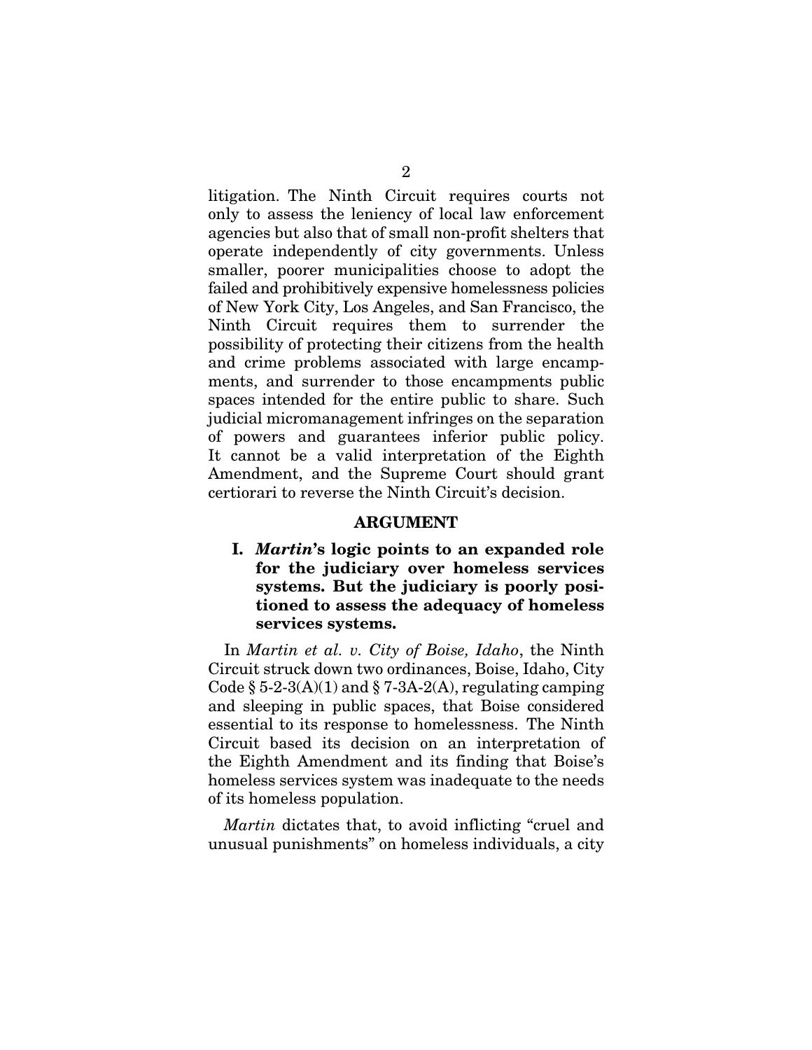litigation. The Ninth Circuit requires courts not only to assess the leniency of local law enforcement agencies but also that of small non-profit shelters that operate independently of city governments. Unless smaller, poorer municipalities choose to adopt the failed and prohibitively expensive homelessness policies of New York City, Los Angeles, and San Francisco, the Ninth Circuit requires them to surrender the possibility of protecting their citizens from the health and crime problems associated with large encampments, and surrender to those encampments public spaces intended for the entire public to share. Such judicial micromanagement infringes on the separation of powers and guarantees inferior public policy. It cannot be a valid interpretation of the Eighth Amendment, and the Supreme Court should grant certiorari to reverse the Ninth Circuit's decision.

## ARGUMENT

### I. *Martin*'s logic points to an expanded role for the judiciary over homeless services systems. But the judiciary is poorly positioned to assess the adequacy of homeless services systems.

In *Martin et al. v. City of Boise, Idaho*, the Ninth Circuit struck down two ordinances, Boise, Idaho, City Code § 5-2-3(A)(1) and § 7-3A-2(A), regulating camping and sleeping in public spaces, that Boise considered essential to its response to homelessness. The Ninth Circuit based its decision on an interpretation of the Eighth Amendment and its finding that Boise's homeless services system was inadequate to the needs of its homeless population.

*Martin* dictates that, to avoid inflicting "cruel and unusual punishments" on homeless individuals, a city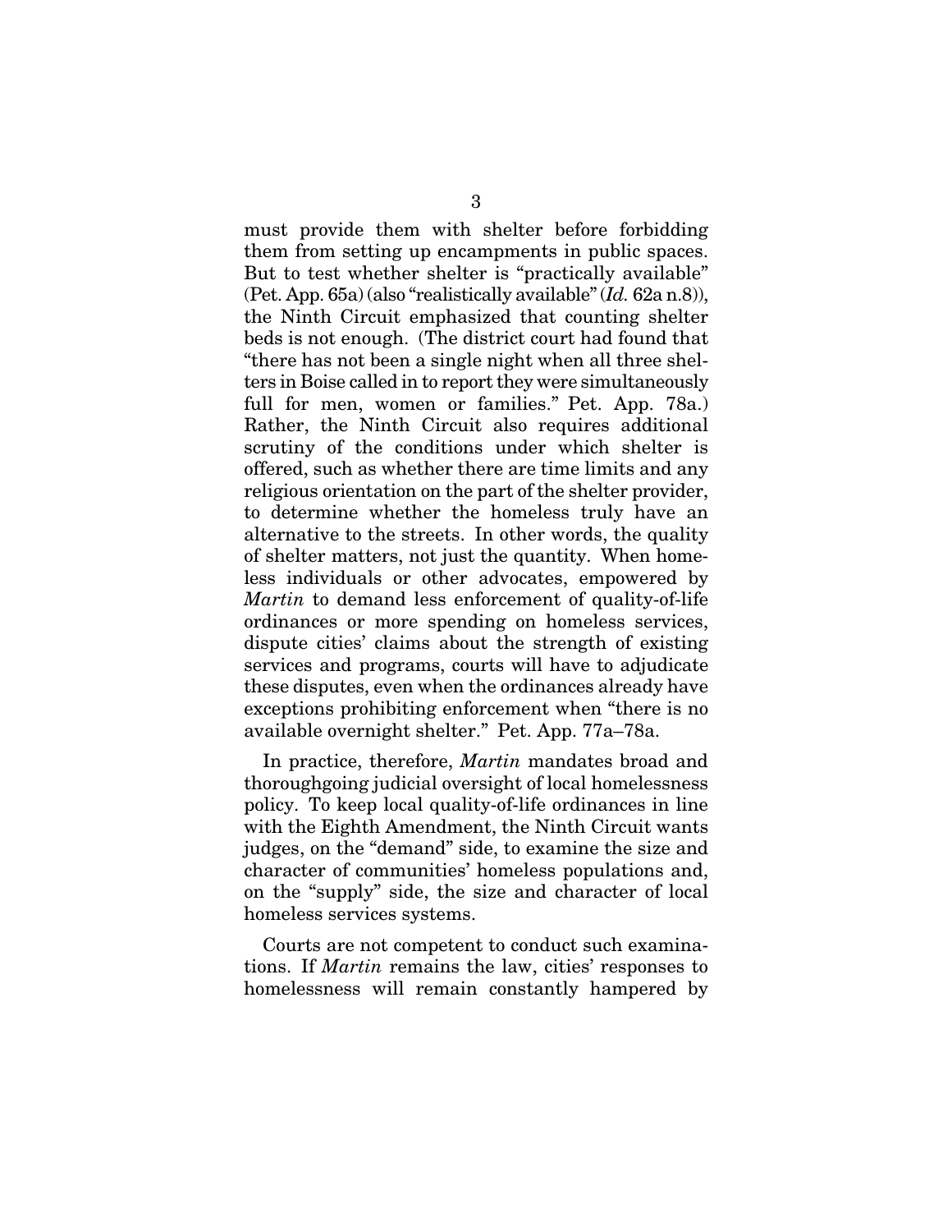must provide them with shelter before forbidding them from setting up encampments in public spaces. But to test whether shelter is "practically available" (Pet. App. 65a) (also "realistically available" (*Id.* 62a n.8)), the Ninth Circuit emphasized that counting shelter beds is not enough. (The district court had found that "there has not been a single night when all three shelters in Boise called in to report they were simultaneously full for men, women or families." Pet. App. 78a.) Rather, the Ninth Circuit also requires additional scrutiny of the conditions under which shelter is offered, such as whether there are time limits and any religious orientation on the part of the shelter provider, to determine whether the homeless truly have an alternative to the streets. In other words, the quality of shelter matters, not just the quantity. When homeless individuals or other advocates, empowered by *Martin* to demand less enforcement of quality-of-life ordinances or more spending on homeless services, dispute cities' claims about the strength of existing services and programs, courts will have to adjudicate these disputes, even when the ordinances already have exceptions prohibiting enforcement when "there is no available overnight shelter." Pet. App. 77a–78a.

In practice, therefore, *Martin* mandates broad and thoroughgoing judicial oversight of local homelessness policy. To keep local quality-of-life ordinances in line with the Eighth Amendment, the Ninth Circuit wants judges, on the "demand" side, to examine the size and character of communities' homeless populations and, on the "supply" side, the size and character of local homeless services systems.

Courts are not competent to conduct such examinations. If *Martin* remains the law, cities' responses to homelessness will remain constantly hampered by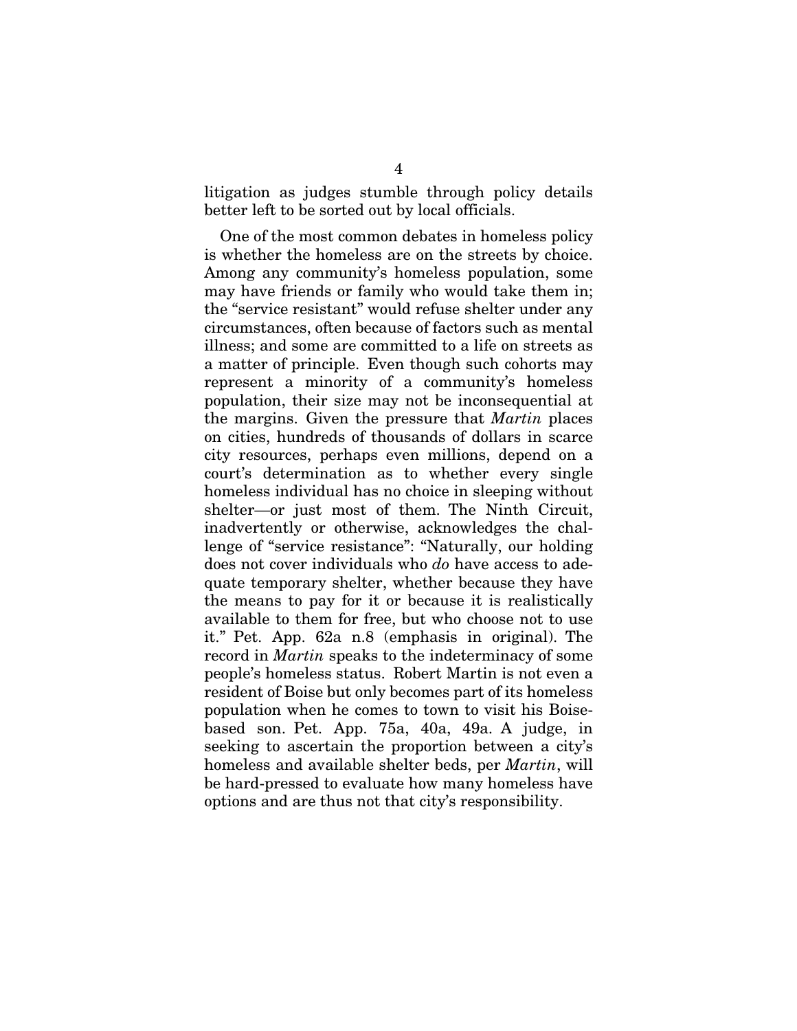litigation as judges stumble through policy details better left to be sorted out by local officials.

One of the most common debates in homeless policy is whether the homeless are on the streets by choice. Among any community's homeless population, some may have friends or family who would take them in; the "service resistant" would refuse shelter under any circumstances, often because of factors such as mental illness; and some are committed to a life on streets as a matter of principle. Even though such cohorts may represent a minority of a community's homeless population, their size may not be inconsequential at the margins. Given the pressure that *Martin* places on cities, hundreds of thousands of dollars in scarce city resources, perhaps even millions, depend on a court's determination as to whether every single homeless individual has no choice in sleeping without shelter—or just most of them. The Ninth Circuit, inadvertently or otherwise, acknowledges the challenge of "service resistance": "Naturally, our holding does not cover individuals who *do* have access to adequate temporary shelter, whether because they have the means to pay for it or because it is realistically available to them for free, but who choose not to use it." Pet. App. 62a n.8 (emphasis in original). The record in *Martin* speaks to the indeterminacy of some people's homeless status. Robert Martin is not even a resident of Boise but only becomes part of its homeless population when he comes to town to visit his Boise-based son. Pet. App. 75a, 40a, 49a. A judge, in seeking to ascertain the proportion between a city's homeless and available shelter beds, per *Martin*, will be hard-pressed to evaluate how many homeless have options and are thus not that city's responsibility.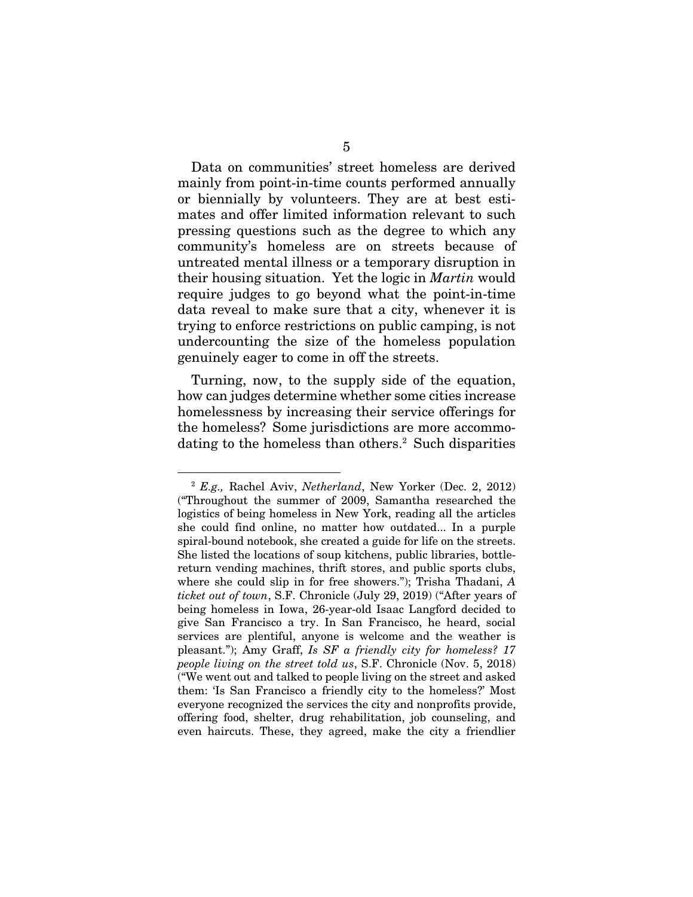Data on communities' street homeless are derived mainly from point-in-time counts performed annually or biennially by volunteers. They are at best estimates and offer limited information relevant to such pressing questions such as the degree to which any community's homeless are on streets because of untreated mental illness or a temporary disruption in their housing situation. Yet the logic in *Martin* would require judges to go beyond what the point-in-time data reveal to make sure that a city, whenever it is trying to enforce restrictions on public camping, is not undercounting the size of the homeless population genuinely eager to come in off the streets.

Turning, now, to the supply side of the equation, how can judges determine whether some cities increase homelessness by increasing their service offerings for the homeless? Some jurisdictions are more accommodating to the homeless than others.[2] Such disparities

---

[2] *E.g.,* Rachel Aviv, *Netherland*, New Yorker (Dec. 2, 2012) ("Throughout the summer of 2009, Samantha researched the logistics of being homeless in New York, reading all the articles she could find online, no matter how outdated... In a purple spiral-bound notebook, she created a guide for life on the streets. She listed the locations of soup kitchens, public libraries, bottle-return vending machines, thrift stores, and public sports clubs, where she could slip in for free showers."); Trisha Thadani, *A ticket out of town*, S.F. Chronicle (July 29, 2019) ("After years of being homeless in Iowa, 26-year-old Isaac Langford decided to give San Francisco a try. In San Francisco, he heard, social services are plentiful, anyone is welcome and the weather is pleasant."); Amy Graff, *Is SF a friendly city for homeless? 17 people living on the street told us*, S.F. Chronicle (Nov. 5, 2018) ("We went out and talked to people living on the street and asked them: 'Is San Francisco a friendly city to the homeless?' Most everyone recognized the services the city and nonprofits provide, offering food, shelter, drug rehabilitation, job counseling, and even haircuts. These, they agreed, make the city a friendlier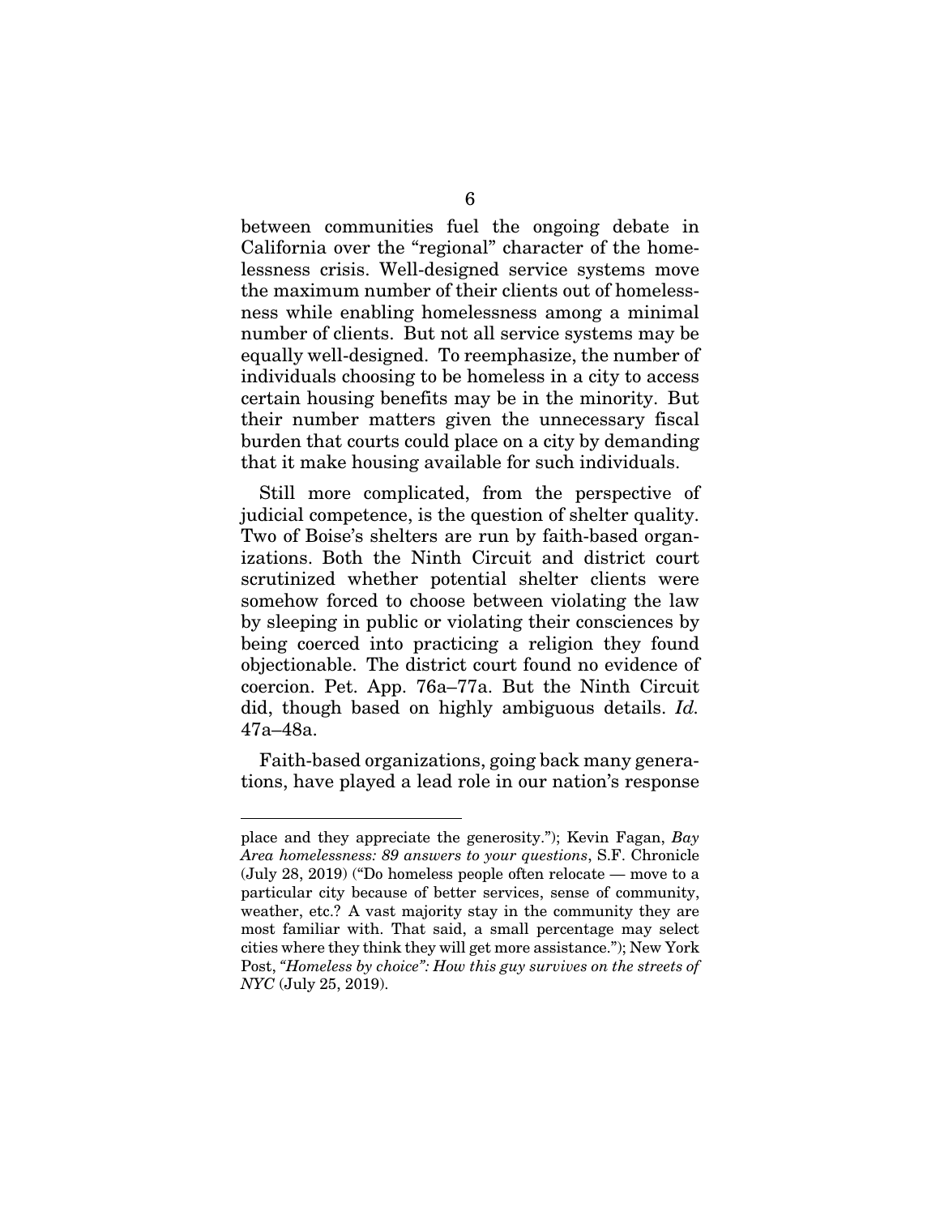between communities fuel the ongoing debate in California over the "regional" character of the homelessness crisis. Well-designed service systems move the maximum number of their clients out of homelessness while enabling homelessness among a minimal number of clients. But not all service systems may be equally well-designed. To reemphasize, the number of individuals choosing to be homeless in a city to access certain housing benefits may be in the minority. But their number matters given the unnecessary fiscal burden that courts could place on a city by demanding that it make housing available for such individuals.

Still more complicated, from the perspective of judicial competence, is the question of shelter quality. Two of Boise's shelters are run by faith-based organizations. Both the Ninth Circuit and district court scrutinized whether potential shelter clients were somehow forced to choose between violating the law by sleeping in public or violating their consciences by being coerced into practicing a religion they found objectionable. The district court found no evidence of coercion. Pet. App. 76a–77a. But the Ninth Circuit did, though based on highly ambiguous details. *Id.* 47a–48a.

Faith-based organizations, going back many generations, have played a lead role in our nation's response

---

place and they appreciate the generosity."); Kevin Fagan, *Bay Area homelessness: 89 answers to your questions*, S.F. Chronicle (July 28, 2019) ("Do homeless people often relocate — move to a particular city because of better services, sense of community, weather, etc.? A vast majority stay in the community they are most familiar with. That said, a small percentage may select cities where they think they will get more assistance."); New York Post, *"Homeless by choice": How this guy survives on the streets of NYC* (July 25, 2019).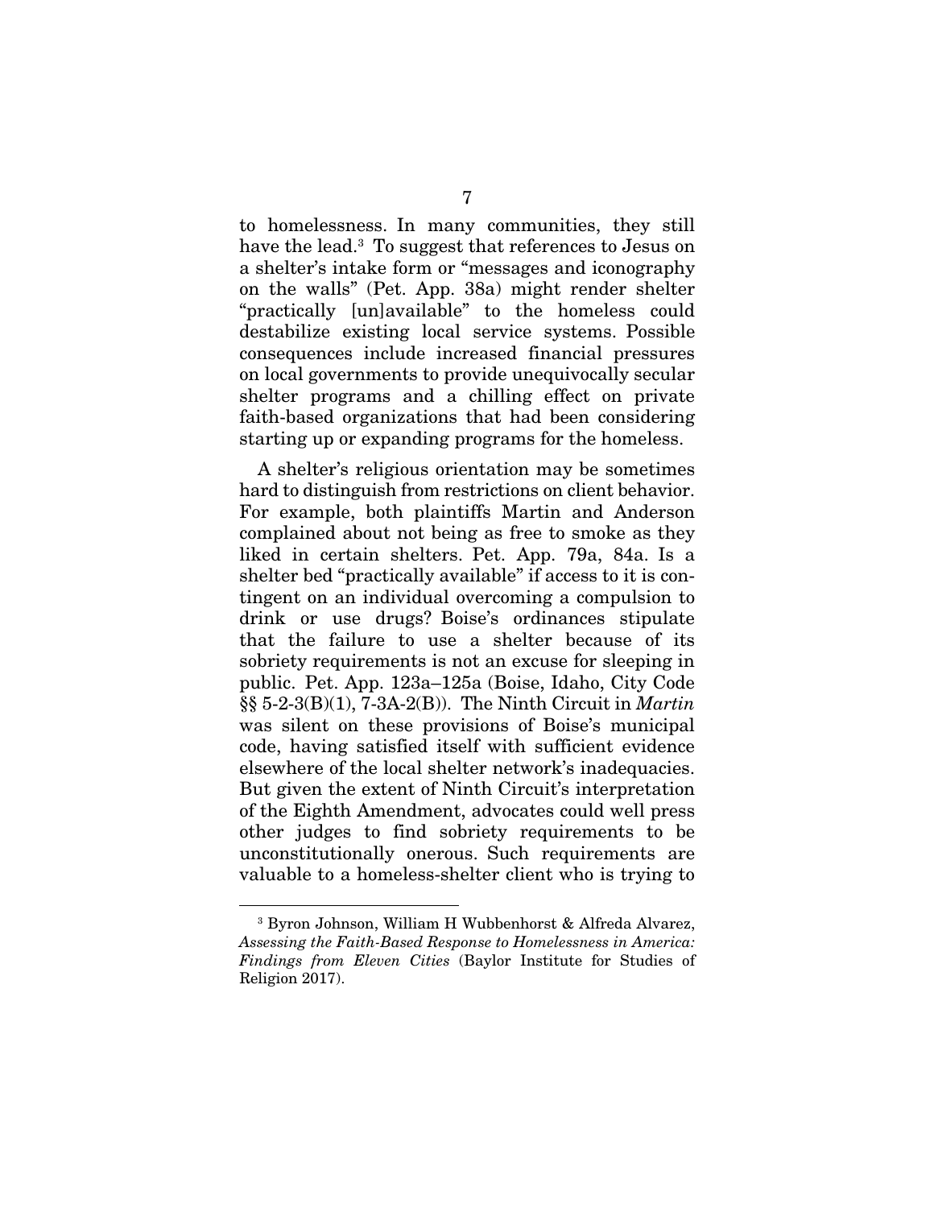to homelessness. In many communities, they still have the lead.[3] To suggest that references to Jesus on a shelter's intake form or "messages and iconography on the walls" (Pet. App. 38a) might render shelter "practically [un]available" to the homeless could destabilize existing local service systems. Possible consequences include increased financial pressures on local governments to provide unequivocally secular shelter programs and a chilling effect on private faith-based organizations that had been considering starting up or expanding programs for the homeless.

A shelter's religious orientation may be sometimes hard to distinguish from restrictions on client behavior. For example, both plaintiffs Martin and Anderson complained about not being as free to smoke as they liked in certain shelters. Pet. App. 79a, 84a. Is a shelter bed "practically available" if access to it is contingent on an individual overcoming a compulsion to drink or use drugs? Boise's ordinances stipulate that the failure to use a shelter because of its sobriety requirements is not an excuse for sleeping in public. Pet. App. 123a–125a (Boise, Idaho, City Code §§ 5-2-3(B)(1), 7-3A-2(B)). The Ninth Circuit in *Martin* was silent on these provisions of Boise's municipal code, having satisfied itself with sufficient evidence elsewhere of the local shelter network's inadequacies. But given the extent of Ninth Circuit's interpretation of the Eighth Amendment, advocates could well press other judges to find sobriety requirements to be unconstitutionally onerous. Such requirements are valuable to a homeless-shelter client who is trying to

---

[3] Byron Johnson, William H Wubbenhorst & Alfreda Alvarez, *Assessing the Faith-Based Response to Homelessness in America: Findings from Eleven Cities* (Baylor Institute for Studies of Religion 2017).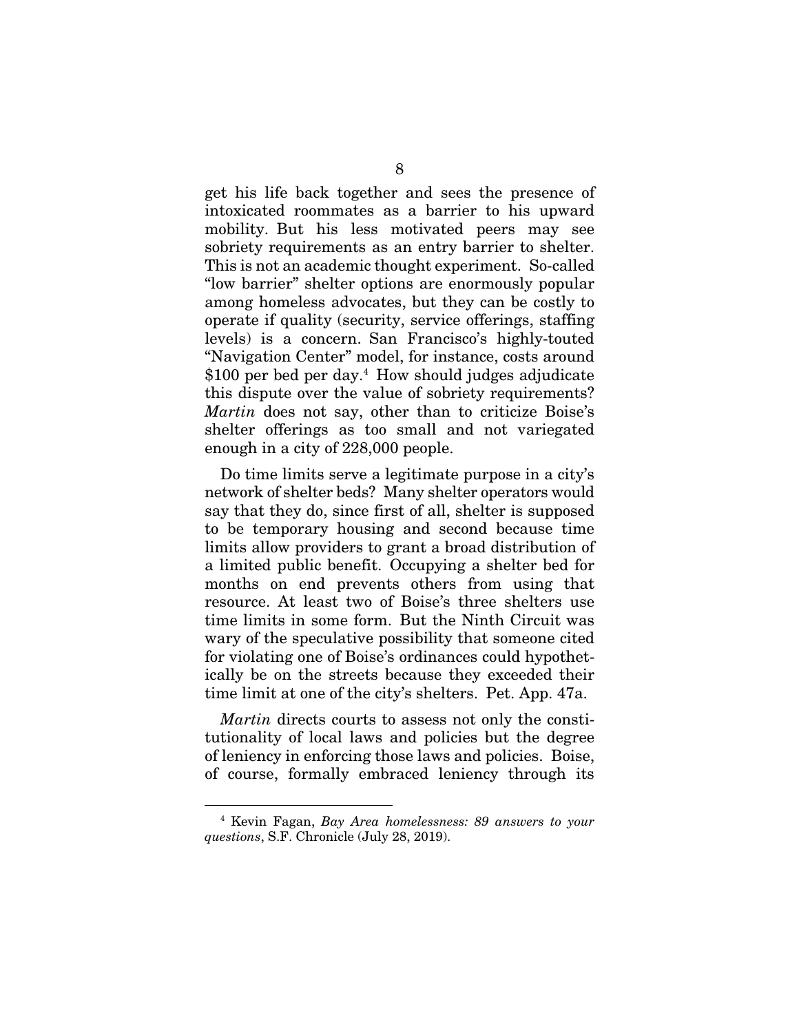get his life back together and sees the presence of intoxicated roommates as a barrier to his upward mobility. But his less motivated peers may see sobriety requirements as an entry barrier to shelter. This is not an academic thought experiment. So-called "low barrier" shelter options are enormously popular among homeless advocates, but they can be costly to operate if quality (security, service offerings, staffing levels) is a concern. San Francisco's highly-touted "Navigation Center" model, for instance, costs around $100 per bed per day.[4] How should judges adjudicate this dispute over the value of sobriety requirements? *Martin* does not say, other than to criticize Boise's shelter offerings as too small and not variegated enough in a city of 228,000 people.

Do time limits serve a legitimate purpose in a city's network of shelter beds? Many shelter operators would say that they do, since first of all, shelter is supposed to be temporary housing and second because time limits allow providers to grant a broad distribution of a limited public benefit. Occupying a shelter bed for months on end prevents others from using that resource. At least two of Boise's three shelters use time limits in some form. But the Ninth Circuit was wary of the speculative possibility that someone cited for violating one of Boise's ordinances could hypothetically be on the streets because they exceeded their time limit at one of the city's shelters. Pet. App. 47a.

*Martin* directs courts to assess not only the constitutionality of local laws and policies but the degree of leniency in enforcing those laws and policies. Boise, of course, formally embraced leniency through its

[4] Kevin Fagan, *Bay Area homelessness: 89 answers to your questions*, S.F. Chronicle (July 28, 2019).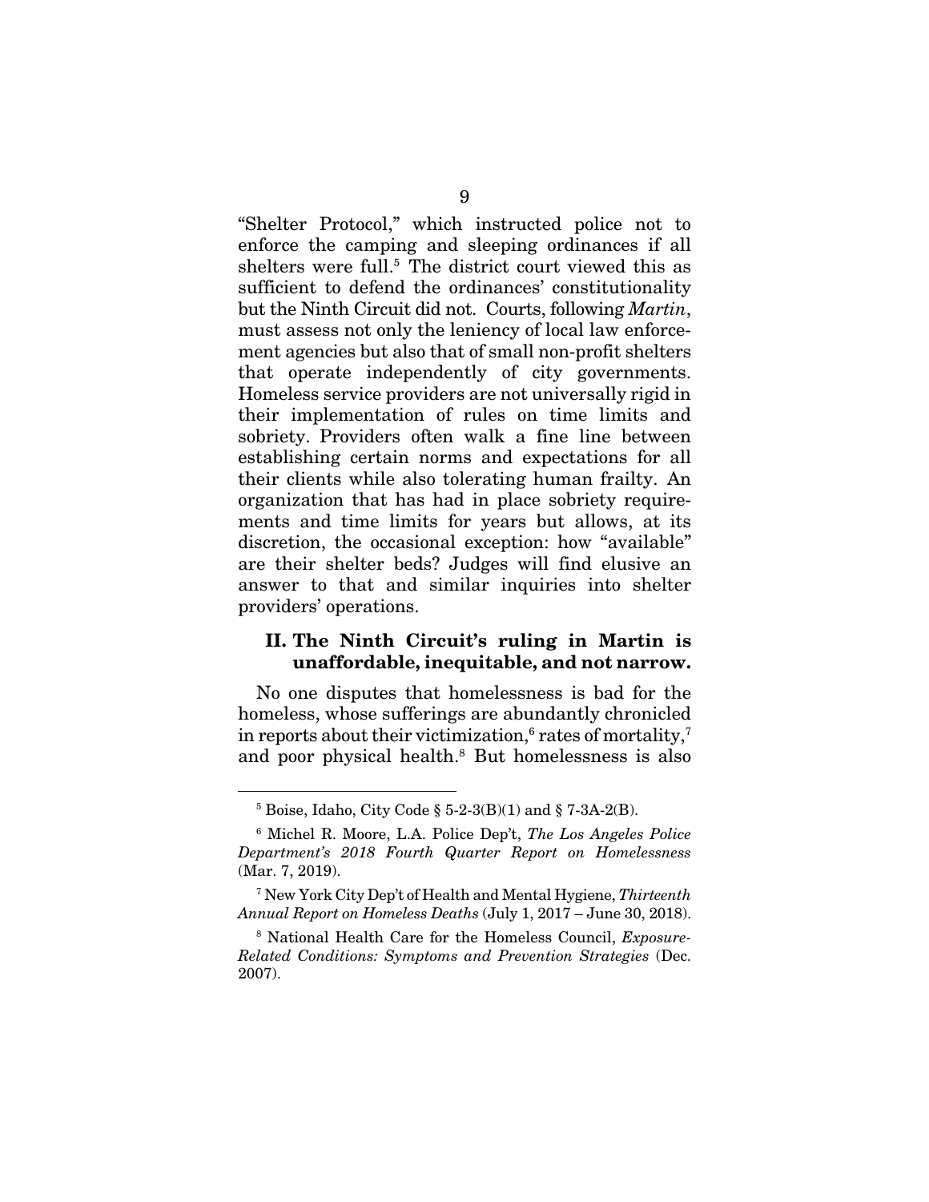"Shelter Protocol," which instructed police not to enforce the camping and sleeping ordinances if all shelters were full.[5] The district court viewed this as sufficient to defend the ordinances' constitutionality but the Ninth Circuit did not. Courts, following *Martin*, must assess not only the leniency of local law enforcement agencies but also that of small non-profit shelters that operate independently of city governments. Homeless service providers are not universally rigid in their implementation of rules on time limits and sobriety. Providers often walk a fine line between establishing certain norms and expectations for all their clients while also tolerating human frailty. An organization that has had in place sobriety requirements and time limits for years but allows, at its discretion, the occasional exception: how "available" are their shelter beds? Judges will find elusive an answer to that and similar inquiries into shelter providers' operations.

## II. The Ninth Circuit's ruling in Martin is unaffordable, inequitable, and not narrow.

No one disputes that homelessness is bad for the homeless, whose sufferings are abundantly chronicled in reports about their victimization,[6] rates of mortality,[7] and poor physical health.[8] But homelessness is also

---

[5] Boise, Idaho, City Code § 5-2-3(B)(1) and § 7-3A-2(B).

[6] Michel R. Moore, L.A. Police Dep't, *The Los Angeles Police Department's 2018 Fourth Quarter Report on Homelessness* (Mar. 7, 2019).

[7] New York City Dep't of Health and Mental Hygiene, *Thirteenth Annual Report on Homeless Deaths* (July 1, 2017 – June 30, 2018).

[8] National Health Care for the Homeless Council, *Exposure-Related Conditions: Symptoms and Prevention Strategies* (Dec. 2007).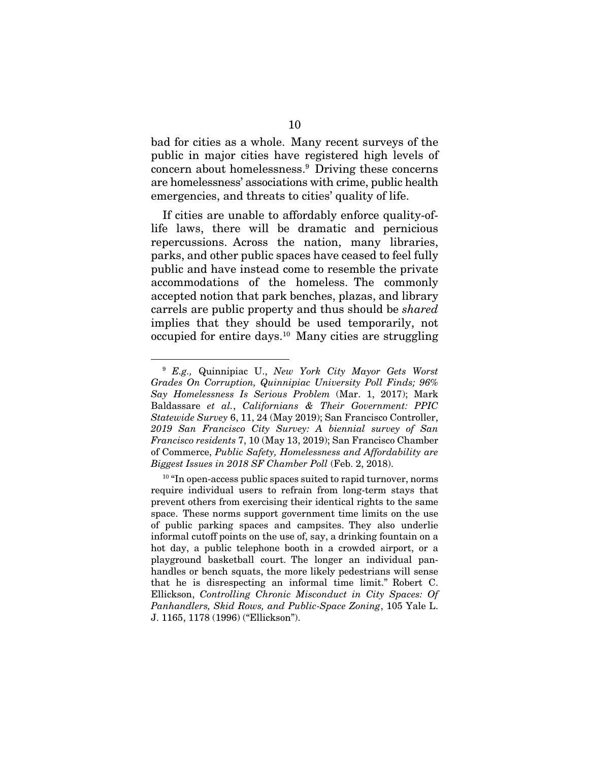bad for cities as a whole. Many recent surveys of the public in major cities have registered high levels of concern about homelessness.[9] Driving these concerns are homelessness' associations with crime, public health emergencies, and threats to cities' quality of life.

If cities are unable to affordably enforce quality-of-life laws, there will be dramatic and pernicious repercussions. Across the nation, many libraries, parks, and other public spaces have ceased to feel fully public and have instead come to resemble the private accommodations of the homeless. The commonly accepted notion that park benches, plazas, and library carrels are public property and thus should be *shared* implies that they should be used temporarily, not occupied for entire days.[10] Many cities are struggling

---

[9] *E.g.,* Quinnipiac U., *New York City Mayor Gets Worst Grades On Corruption, Quinnipiac University Poll Finds; 96% Say Homelessness Is Serious Problem* (Mar. 1, 2017); Mark Baldassare *et al.*, *Californians & Their Government: PPIC Statewide Survey* 6, 11, 24 (May 2019); San Francisco Controller, *2019 San Francisco City Survey: A biennial survey of San Francisco residents* 7, 10 (May 13, 2019); San Francisco Chamber of Commerce, *Public Safety, Homelessness and Affordability are Biggest Issues in 2018 SF Chamber Poll* (Feb. 2, 2018).

[10] "In open-access public spaces suited to rapid turnover, norms require individual users to refrain from long-term stays that prevent others from exercising their identical rights to the same space. These norms support government time limits on the use of public parking spaces and campsites. They also underlie informal cutoff points on the use of, say, a drinking fountain on a hot day, a public telephone booth in a crowded airport, or a playground basketball court. The longer an individual panhandles or bench squats, the more likely pedestrians will sense that he is disrespecting an informal time limit." Robert C. Ellickson, *Controlling Chronic Misconduct in City Spaces: Of Panhandlers, Skid Rows, and Public-Space Zoning*, 105 Yale L. J. 1165, 1178 (1996) ("Ellickson").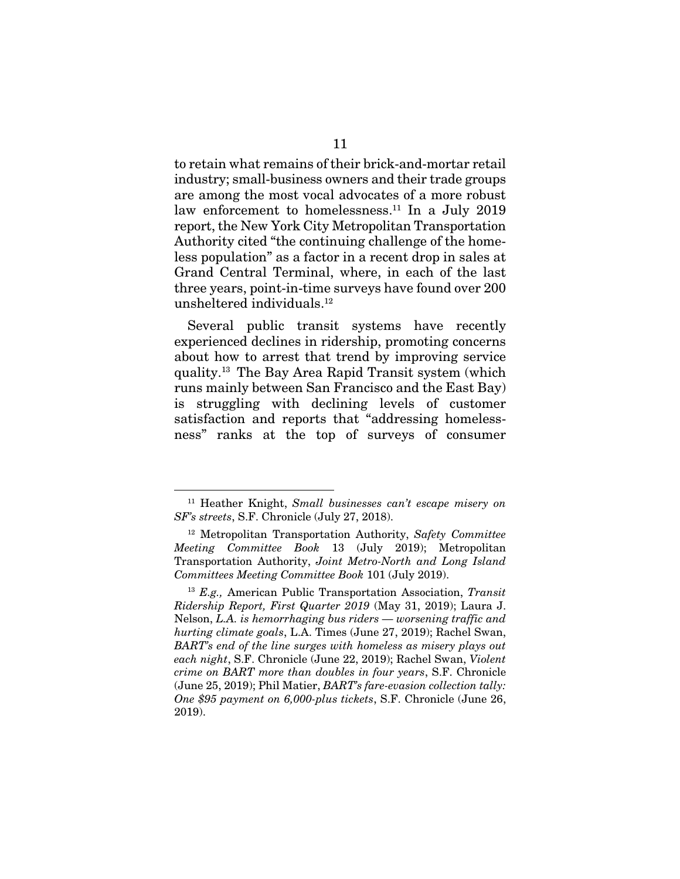to retain what remains of their brick-and-mortar retail industry; small-business owners and their trade groups are among the most vocal advocates of a more robust law enforcement to homelessness.[11] In a July 2019 report, the New York City Metropolitan Transportation Authority cited "the continuing challenge of the homeless population" as a factor in a recent drop in sales at Grand Central Terminal, where, in each of the last three years, point-in-time surveys have found over 200 unsheltered individuals.[12]

Several public transit systems have recently experienced declines in ridership, promoting concerns about how to arrest that trend by improving service quality.[13] The Bay Area Rapid Transit system (which runs mainly between San Francisco and the East Bay) is struggling with declining levels of customer satisfaction and reports that "addressing homelessness" ranks at the top of surveys of consumer

---

[11] Heather Knight, *Small businesses can't escape misery on SF's streets*, S.F. Chronicle (July 27, 2018).

[12] Metropolitan Transportation Authority, *Safety Committee Meeting Committee Book* 13 (July 2019); Metropolitan Transportation Authority, *Joint Metro-North and Long Island Committees Meeting Committee Book* 101 (July 2019).

[13] *E.g.,* American Public Transportation Association, *Transit Ridership Report, First Quarter 2019* (May 31, 2019); Laura J. Nelson, *L.A. is hemorrhaging bus riders — worsening traffic and hurting climate goals*, L.A. Times (June 27, 2019); Rachel Swan, *BART's end of the line surges with homeless as misery plays out each night*, S.F. Chronicle (June 22, 2019); Rachel Swan, *Violent crime on BART more than doubles in four years*, S.F. Chronicle (June 25, 2019); Phil Matier, *BART's fare-evasion collection tally: One $95 payment on 6,000-plus tickets*, S.F. Chronicle (June 26, 2019).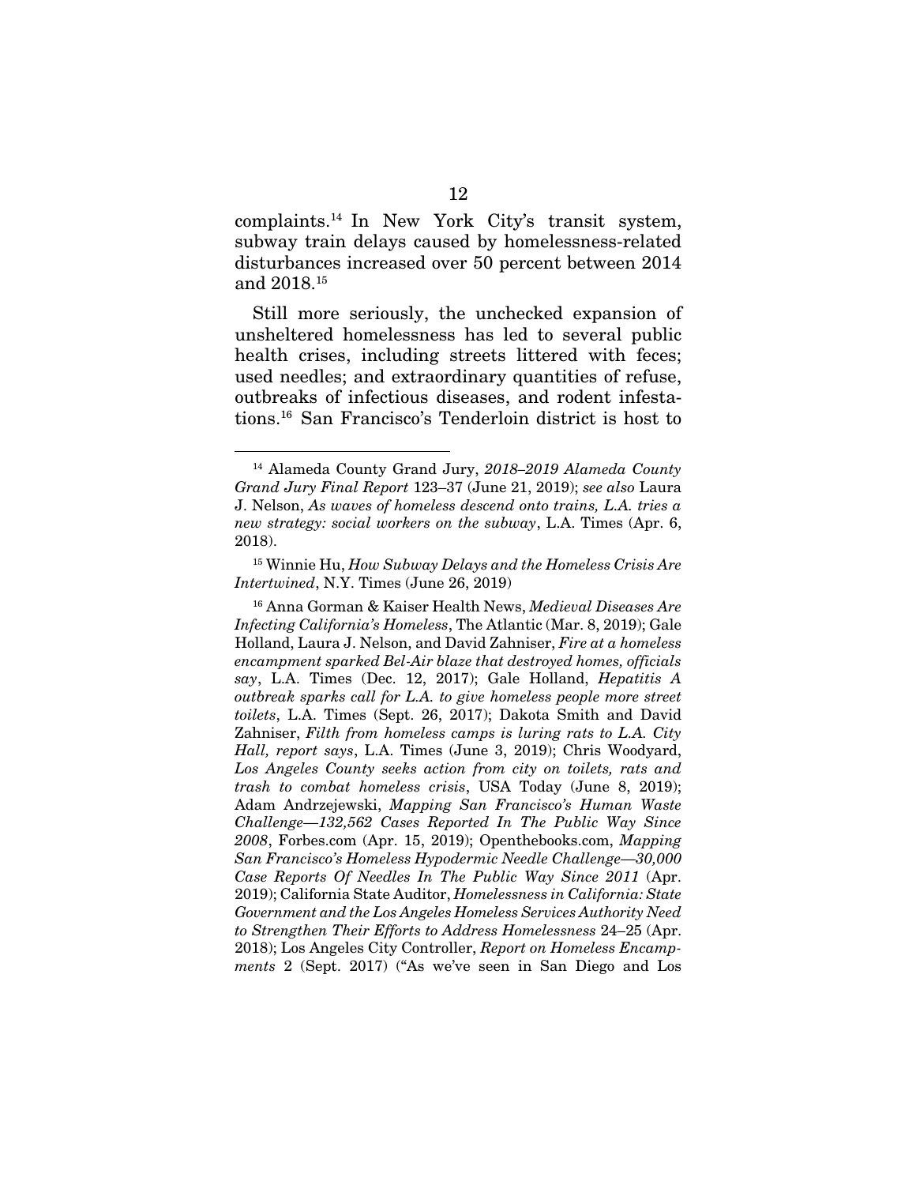complaints.[14] In New York City's transit system, subway train delays caused by homelessness-related disturbances increased over 50 percent between 2014 and 2018.[15]

Still more seriously, the unchecked expansion of unsheltered homelessness has led to several public health crises, including streets littered with feces; used needles; and extraordinary quantities of refuse, outbreaks of infectious diseases, and rodent infestations.[16] San Francisco's Tenderloin district is host to

---

[14] Alameda County Grand Jury, *2018–2019 Alameda County Grand Jury Final Report* 123–37 (June 21, 2019); *see also* Laura J. Nelson, *As waves of homeless descend onto trains, L.A. tries a new strategy: social workers on the subway*, L.A. Times (Apr. 6, 2018).

[15] Winnie Hu, *How Subway Delays and the Homeless Crisis Are Intertwined*, N.Y. Times (June 26, 2019)

[16] Anna Gorman & Kaiser Health News, *Medieval Diseases Are Infecting California's Homeless*, The Atlantic (Mar. 8, 2019); Gale Holland, Laura J. Nelson, and David Zahniser, *Fire at a homeless encampment sparked Bel-Air blaze that destroyed homes, officials say*, L.A. Times (Dec. 12, 2017); Gale Holland, *Hepatitis A outbreak sparks call for L.A. to give homeless people more street toilets*, L.A. Times (Sept. 26, 2017); Dakota Smith and David Zahniser, *Filth from homeless camps is luring rats to L.A. City Hall, report says*, L.A. Times (June 3, 2019); Chris Woodyard, *Los Angeles County seeks action from city on toilets, rats and trash to combat homeless crisis*, USA Today (June 8, 2019); Adam Andrzejewski, *Mapping San Francisco's Human Waste Challenge—132,562 Cases Reported In The Public Way Since 2008*, Forbes.com (Apr. 15, 2019); Openthebooks.com, *Mapping San Francisco's Homeless Hypodermic Needle Challenge—30,000 Case Reports Of Needles In The Public Way Since 2011* (Apr. 2019); California State Auditor, *Homelessness in California: State Government and the Los Angeles Homeless Services Authority Need to Strengthen Their Efforts to Address Homelessness* 24–25 (Apr. 2018); Los Angeles City Controller, *Report on Homeless Encampments* 2 (Sept. 2017) ("As we've seen in San Diego and Los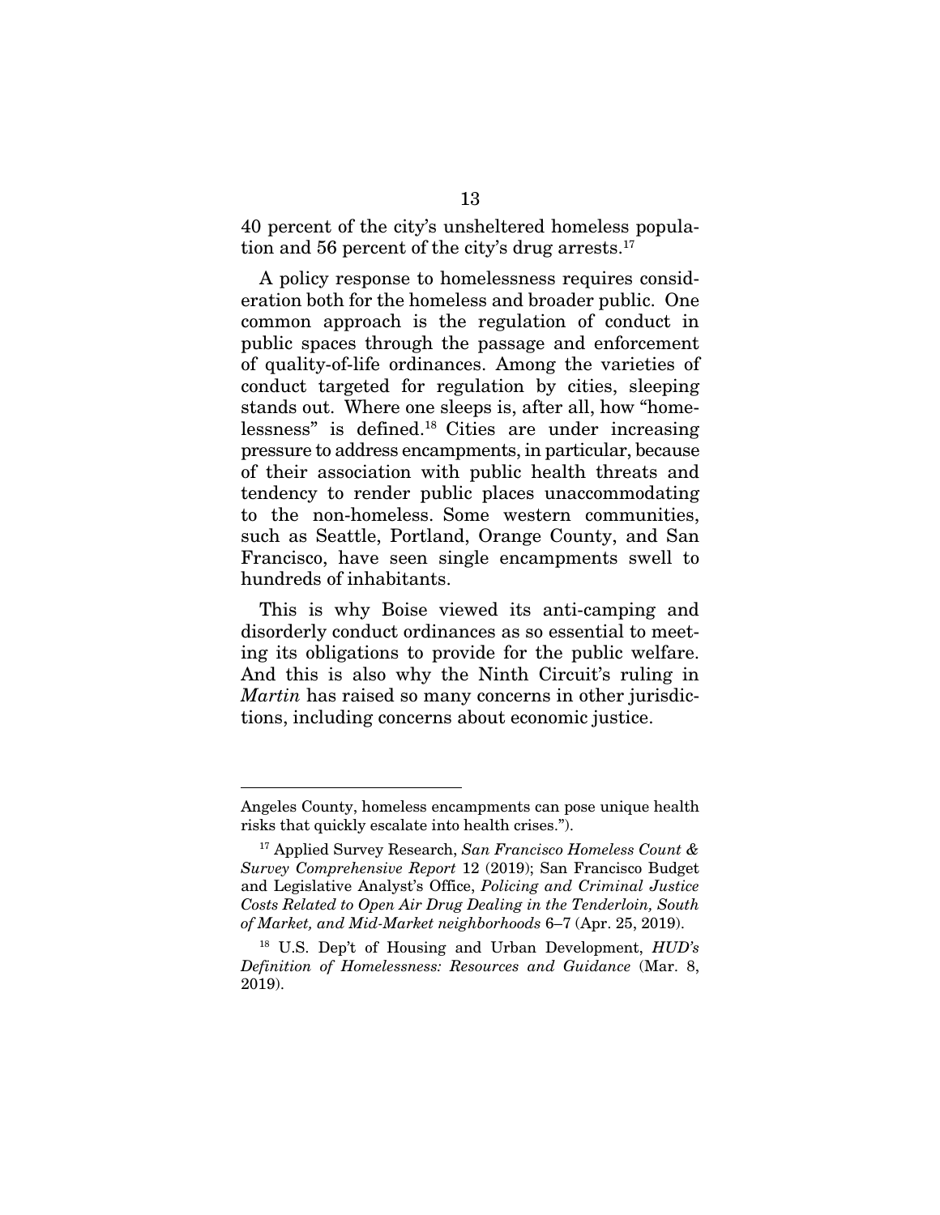40 percent of the city's unsheltered homeless population and 56 percent of the city's drug arrests.[17]

A policy response to homelessness requires consideration both for the homeless and broader public. One common approach is the regulation of conduct in public spaces through the passage and enforcement of quality-of-life ordinances. Among the varieties of conduct targeted for regulation by cities, sleeping stands out. Where one sleeps is, after all, how "homelessness" is defined.[18] Cities are under increasing pressure to address encampments, in particular, because of their association with public health threats and tendency to render public places unaccommodating to the non-homeless. Some western communities, such as Seattle, Portland, Orange County, and San Francisco, have seen single encampments swell to hundreds of inhabitants.

This is why Boise viewed its anti-camping and disorderly conduct ordinances as so essential to meeting its obligations to provide for the public welfare. And this is also why the Ninth Circuit's ruling in *Martin* has raised so many concerns in other jurisdictions, including concerns about economic justice.

---

Angeles County, homeless encampments can pose unique health risks that quickly escalate into health crises.").

[17] Applied Survey Research, *San Francisco Homeless Count & Survey Comprehensive Report* 12 (2019); San Francisco Budget and Legislative Analyst's Office, *Policing and Criminal Justice Costs Related to Open Air Drug Dealing in the Tenderloin, South of Market, and Mid-Market neighborhoods* 6–7 (Apr. 25, 2019).

[18] U.S. Dep't of Housing and Urban Development, *HUD's Definition of Homelessness: Resources and Guidance* (Mar. 8, 2019).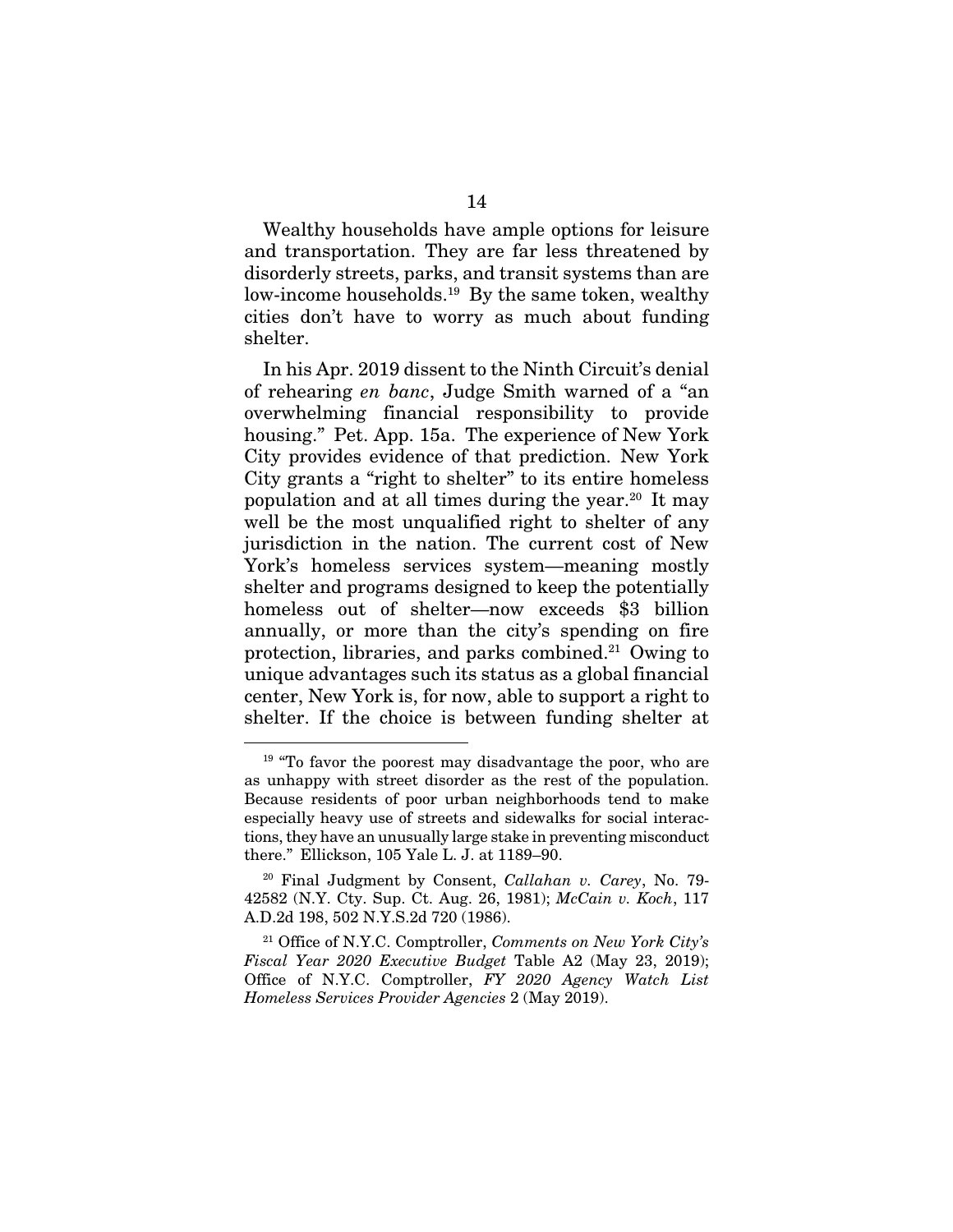Wealthy households have ample options for leisure and transportation. They are far less threatened by disorderly streets, parks, and transit systems than are low-income households.[19] By the same token, wealthy cities don't have to worry as much about funding shelter.

In his Apr. 2019 dissent to the Ninth Circuit's denial of rehearing *en banc*, Judge Smith warned of a "an overwhelming financial responsibility to provide housing." Pet. App. 15a. The experience of New York City provides evidence of that prediction. New York City grants a "right to shelter" to its entire homeless population and at all times during the year.[20] It may well be the most unqualified right to shelter of any jurisdiction in the nation. The current cost of New York's homeless services system—meaning mostly shelter and programs designed to keep the potentially homeless out of shelter—now exceeds $3 billion annually, or more than the city's spending on fire protection, libraries, and parks combined.[21] Owing to unique advantages such its status as a global financial center, New York is, for now, able to support a right to shelter. If the choice is between funding shelter at

---

[19] "To favor the poorest may disadvantage the poor, who are as unhappy with street disorder as the rest of the population. Because residents of poor urban neighborhoods tend to make especially heavy use of streets and sidewalks for social interactions, they have an unusually large stake in preventing misconduct there." Ellickson, 105 Yale L. J. at 1189–90.

[20] Final Judgment by Consent, *Callahan v. Carey*, No. 79-42582 (N.Y. Cty. Sup. Ct. Aug. 26, 1981); *McCain v. Koch*, 117 A.D.2d 198, 502 N.Y.S.2d 720 (1986).

[21] Office of N.Y.C. Comptroller, *Comments on New York City's Fiscal Year 2020 Executive Budget* Table A2 (May 23, 2019); Office of N.Y.C. Comptroller, *FY 2020 Agency Watch List Homeless Services Provider Agencies* 2 (May 2019).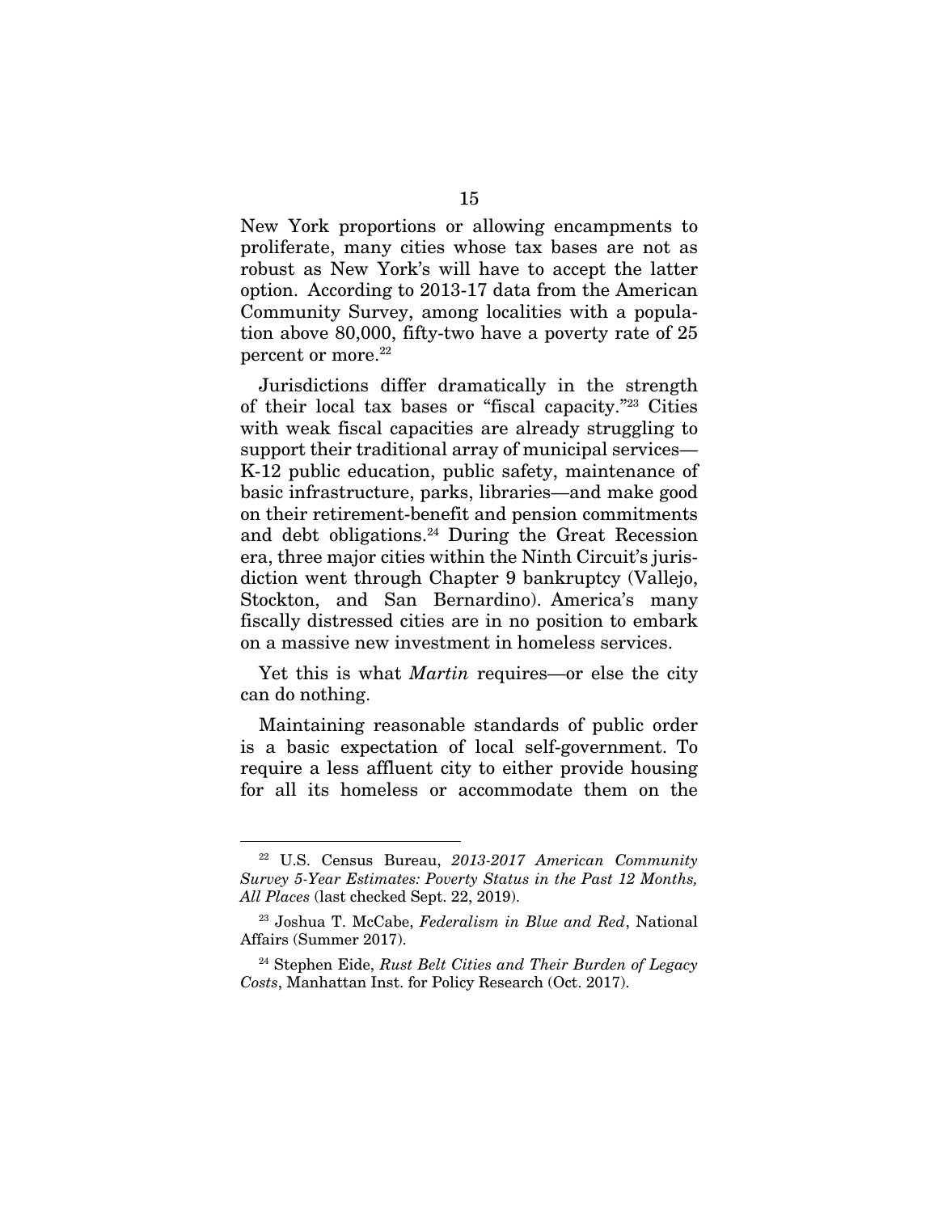New York proportions or allowing encampments to proliferate, many cities whose tax bases are not as robust as New York's will have to accept the latter option. According to 2013-17 data from the American Community Survey, among localities with a population above 80,000, fifty-two have a poverty rate of 25 percent or more.[22]

Jurisdictions differ dramatically in the strength of their local tax bases or "fiscal capacity."[23] Cities with weak fiscal capacities are already struggling to support their traditional array of municipal services—K-12 public education, public safety, maintenance of basic infrastructure, parks, libraries—and make good on their retirement-benefit and pension commitments and debt obligations.[24] During the Great Recession era, three major cities within the Ninth Circuit's jurisdiction went through Chapter 9 bankruptcy (Vallejo, Stockton, and San Bernardino). America's many fiscally distressed cities are in no position to embark on a massive new investment in homeless services.

Yet this is what *Martin* requires—or else the city can do nothing.

Maintaining reasonable standards of public order is a basic expectation of local self-government. To require a less affluent city to either provide housing for all its homeless or accommodate them on the

---

[22] U.S. Census Bureau, *2013-2017 American Community Survey 5-Year Estimates: Poverty Status in the Past 12 Months, All Places* (last checked Sept. 22, 2019).

[23] Joshua T. McCabe, *Federalism in Blue and Red*, National Affairs (Summer 2017).

[24] Stephen Eide, *Rust Belt Cities and Their Burden of Legacy Costs*, Manhattan Inst. for Policy Research (Oct. 2017).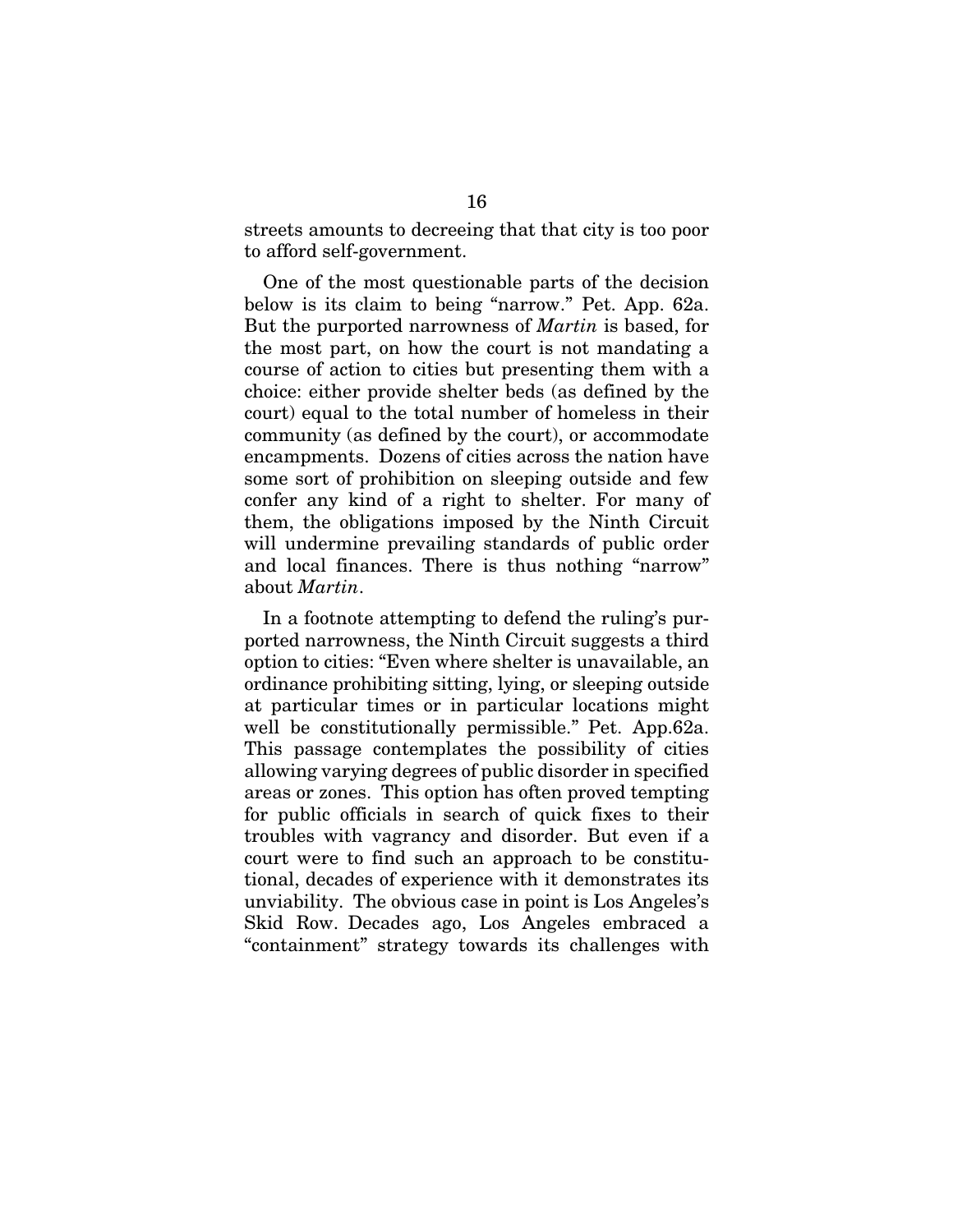streets amounts to decreeing that that city is too poor to afford self-government.

One of the most questionable parts of the decision below is its claim to being "narrow." Pet. App. 62a. But the purported narrowness of *Martin* is based, for the most part, on how the court is not mandating a course of action to cities but presenting them with a choice: either provide shelter beds (as defined by the court) equal to the total number of homeless in their community (as defined by the court), or accommodate encampments. Dozens of cities across the nation have some sort of prohibition on sleeping outside and few confer any kind of a right to shelter. For many of them, the obligations imposed by the Ninth Circuit will undermine prevailing standards of public order and local finances. There is thus nothing "narrow" about *Martin*.

In a footnote attempting to defend the ruling's purported narrowness, the Ninth Circuit suggests a third option to cities: "Even where shelter is unavailable, an ordinance prohibiting sitting, lying, or sleeping outside at particular times or in particular locations might well be constitutionally permissible." Pet. App.62a. This passage contemplates the possibility of cities allowing varying degrees of public disorder in specified areas or zones. This option has often proved tempting for public officials in search of quick fixes to their troubles with vagrancy and disorder. But even if a court were to find such an approach to be constitutional, decades of experience with it demonstrates its unviability. The obvious case in point is Los Angeles's Skid Row. Decades ago, Los Angeles embraced a "containment" strategy towards its challenges with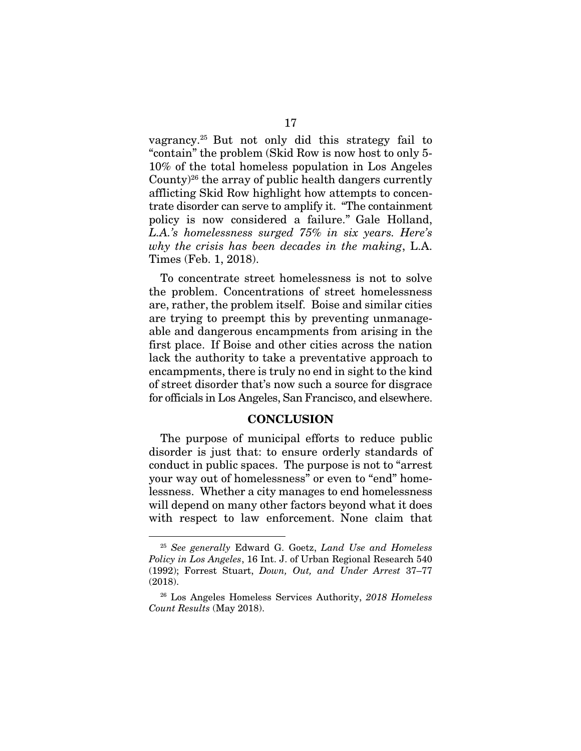vagrancy.[25] But not only did this strategy fail to "contain" the problem (Skid Row is now host to only 5-10% of the total homeless population in Los Angeles County)[26] the array of public health dangers currently afflicting Skid Row highlight how attempts to concentrate disorder can serve to amplify it. "The containment policy is now considered a failure." Gale Holland, *L.A.'s homelessness surged 75% in six years. Here's why the crisis has been decades in the making*, L.A. Times (Feb. 1, 2018).

To concentrate street homelessness is not to solve the problem. Concentrations of street homelessness are, rather, the problem itself. Boise and similar cities are trying to preempt this by preventing unmanageable and dangerous encampments from arising in the first place. If Boise and other cities across the nation lack the authority to take a preventative approach to encampments, there is truly no end in sight to the kind of street disorder that's now such a source for disgrace for officials in Los Angeles, San Francisco, and elsewhere.

## CONCLUSION

The purpose of municipal efforts to reduce public disorder is just that: to ensure orderly standards of conduct in public spaces. The purpose is not to "arrest your way out of homelessness" or even to "end" homelessness. Whether a city manages to end homelessness will depend on many other factors beyond what it does with respect to law enforcement. None claim that

---

[25] *See generally* Edward G. Goetz, *Land Use and Homeless Policy in Los Angeles*, 16 Int. J. of Urban Regional Research 540 (1992); Forrest Stuart, *Down, Out, and Under Arrest* 37–77 (2018).

[26] Los Angeles Homeless Services Authority, *2018 Homeless Count Results* (May 2018).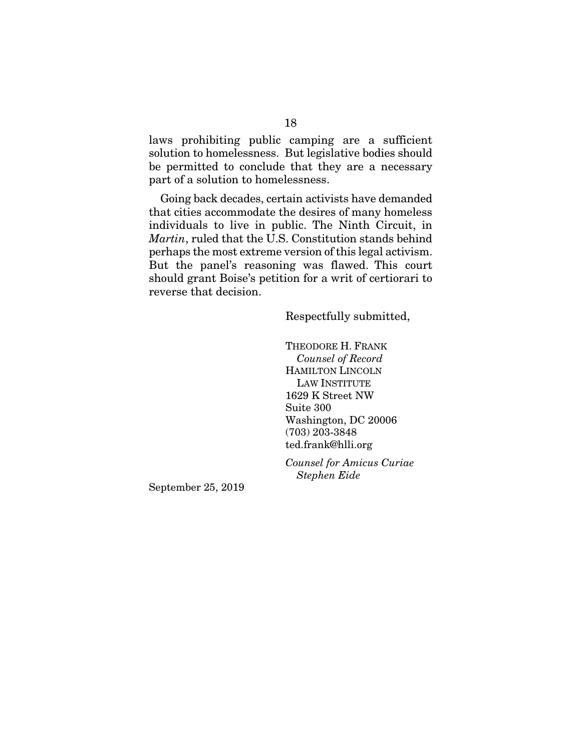laws prohibiting public camping are a sufficient solution to homelessness. But legislative bodies should be permitted to conclude that they are a necessary part of a solution to homelessness.

Going back decades, certain activists have demanded that cities accommodate the desires of many homeless individuals to live in public. The Ninth Circuit, in *Martin*, ruled that the U.S. Constitution stands behind perhaps the most extreme version of this legal activism. But the panel's reasoning was flawed. This court should grant Boise's petition for a writ of certiorari to reverse that decision.

Respectfully submitted,

THEODORE H. FRANK
*Counsel of Record*
HAMILTON LINCOLN LAW INSTITUTE
1629 K Street NW
Suite 300
Washington, DC 20006
(703) 203-3848
ted.frank@hlli.org

*Counsel for Amicus Curiae Stephen Eide*

September 25, 2019